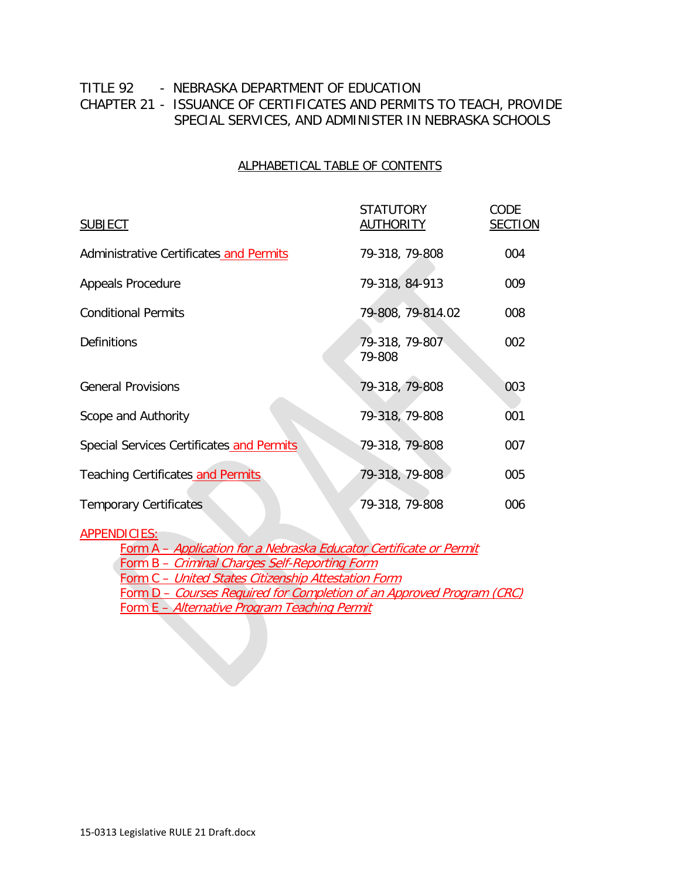TITLE 92 - NEBRASKA DEPARTMENT OF EDUCATION

CHAPTER 21 - ISSUANCE OF CERTIFICATES AND PERMITS TO TEACH, PROVIDE SPECIAL SERVICES, AND ADMINISTER IN NEBRASKA SCHOOLS

## ALPHABETICAL TABLE OF CONTENTS

| SUBJECT | STATUTORY AUTHORITY | CODE SECTION |
| --- | --- | --- |
| Administrative Certificates and Permits | 79-318, 79-808 | 004 |
| Appeals Procedure | 79-318, 84-913 | 009 |
| Conditional Permits | 79-808, 79-814.02 | 008 |
| Definitions | 79-318, 79-807 79-808 | 002 |
| General Provisions | 79-318, 79-808 | 003 |
| Scope and Authority | 79-318, 79-808 | 001 |
| Special Services Certificates and Permits | 79-318, 79-808 | 007 |
| Teaching Certificates and Permits | 79-318, 79-808 | 005 |
| Temporary Certificates | 79-318, 79-808 | 006 |

APPENDICIES:

- Form A – *Application for a Nebraska Educator Certificate or Permit*
- Form B – *Criminal Charges Self-Reporting Form*
- Form C – *United States Citizenship Attestation Form*
- Form D – *Courses Required for Completion of an Approved Program (CRC)*
- Form E – *Alternative Program Teaching Permit*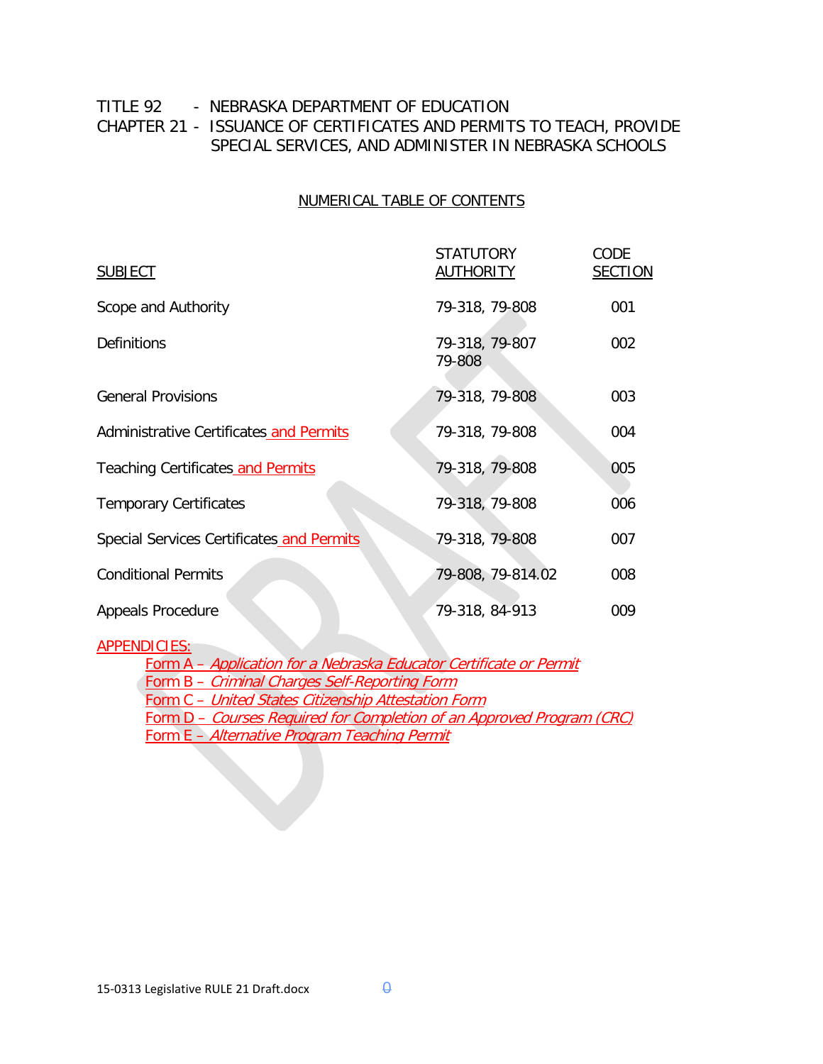TITLE 92 - NEBRASKA DEPARTMENT OF EDUCATION

CHAPTER 21 - ISSUANCE OF CERTIFICATES AND PERMITS TO TEACH, PROVIDE SPECIAL SERVICES, AND ADMINISTER IN NEBRASKA SCHOOLS

NUMERICAL TABLE OF CONTENTS

| SUBJECT | STATUTORY AUTHORITY | CODE SECTION |
|---|---|---|
| Scope and Authority | 79-318, 79-808 | 001 |
| Definitions | 79-318, 79-807 79-808 | 002 |
| General Provisions | 79-318, 79-808 | 003 |
| Administrative Certificates and Permits | 79-318, 79-808 | 004 |
| Teaching Certificates and Permits | 79-318, 79-808 | 005 |
| Temporary Certificates | 79-318, 79-808 | 006 |
| Special Services Certificates and Permits | 79-318, 79-808 | 007 |
| Conditional Permits | 79-808, 79-814.02 | 008 |
| Appeals Procedure | 79-318, 84-913 | 009 |

APPENDICIES:

- Form A – *Application for a Nebraska Educator Certificate or Permit*
- Form B – *Criminal Charges Self-Reporting Form*
- Form C – *United States Citizenship Attestation Form*
- Form D – *Courses Required for Completion of an Approved Program (CRC)*
- Form E – *Alternative Program Teaching Permit*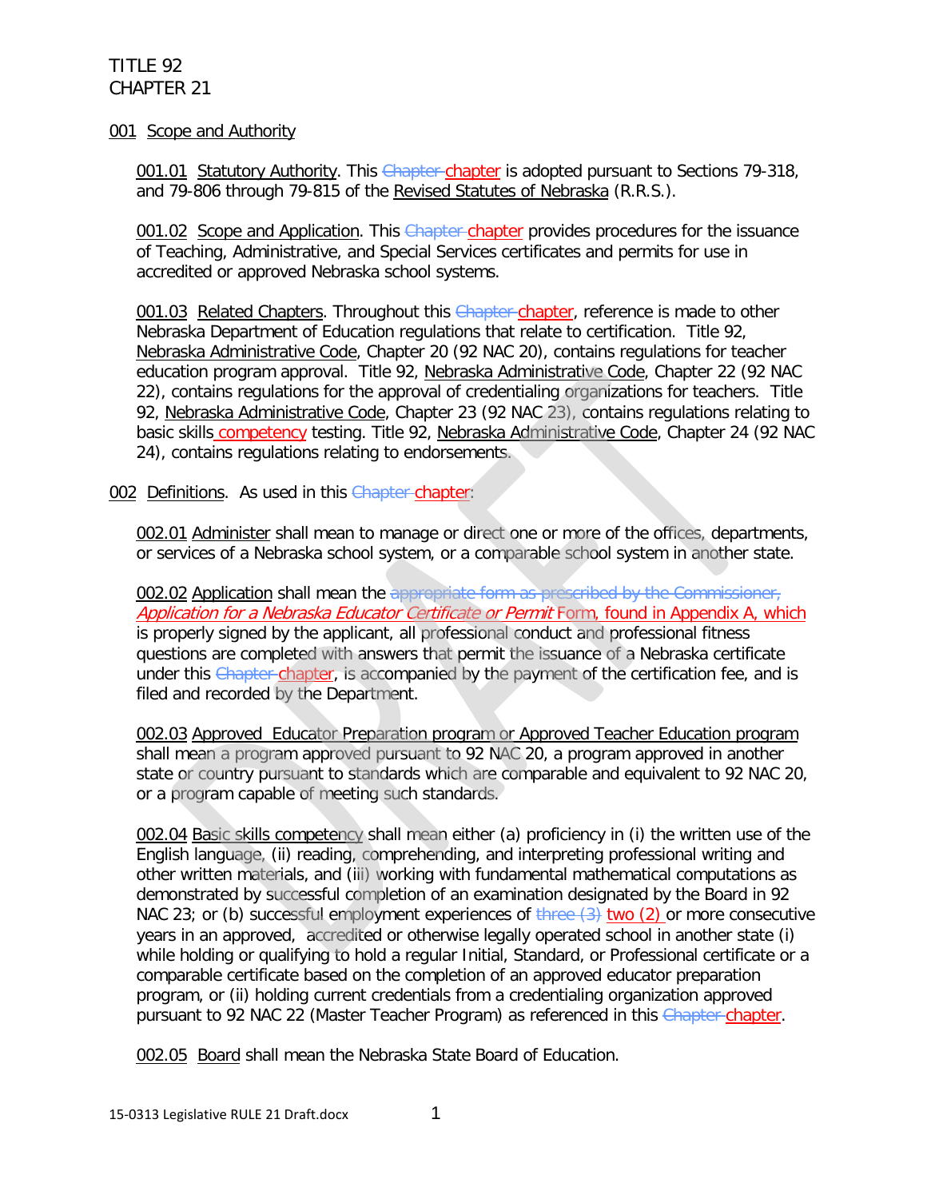TITLE 92
CHAPTER 21

001 Scope and Authority

001.01 Statutory Authority. This ~~Chapter~~ chapter is adopted pursuant to Sections 79-318, and 79-806 through 79-815 of the Revised Statutes of Nebraska (R.R.S.).

001.02 Scope and Application. This ~~Chapter~~ chapter provides procedures for the issuance of Teaching, Administrative, and Special Services certificates and permits for use in accredited or approved Nebraska school systems.

001.03 Related Chapters. Throughout this ~~Chapter~~ chapter, reference is made to other Nebraska Department of Education regulations that relate to certification. Title 92, Nebraska Administrative Code, Chapter 20 (92 NAC 20), contains regulations for teacher education program approval. Title 92, Nebraska Administrative Code, Chapter 22 (92 NAC 22), contains regulations for the approval of credentialing organizations for teachers. Title 92, Nebraska Administrative Code, Chapter 23 (92 NAC 23), contains regulations relating to basic skills competency testing. Title 92, Nebraska Administrative Code, Chapter 24 (92 NAC 24), contains regulations relating to endorsements.

002 Definitions. As used in this ~~Chapter~~ chapter:

002.01 Administer shall mean to manage or direct one or more of the offices, departments, or services of a Nebraska school system, or a comparable school system in another state.

002.02 Application shall mean the ~~appropriate form as prescribed by the Commissioner,~~ *Application for a Nebraska Educator Certificate or Permit* Form, found in Appendix A, which is properly signed by the applicant, all professional conduct and professional fitness questions are completed with answers that permit the issuance of a Nebraska certificate under this ~~Chapter~~ chapter, is accompanied by the payment of the certification fee, and is filed and recorded by the Department.

002.03 Approved Educator Preparation program or Approved Teacher Education program shall mean a program approved pursuant to 92 NAC 20, a program approved in another state or country pursuant to standards which are comparable and equivalent to 92 NAC 20, or a program capable of meeting such standards.

002.04 Basic skills competency shall mean either (a) proficiency in (i) the written use of the English language, (ii) reading, comprehending, and interpreting professional writing and other written materials, and (iii) working with fundamental mathematical computations as demonstrated by successful completion of an examination designated by the Board in 92 NAC 23; or (b) successful employment experiences of ~~three (3)~~ two (2) or more consecutive years in an approved, accredited or otherwise legally operated school in another state (i) while holding or qualifying to hold a regular Initial, Standard, or Professional certificate or a comparable certificate based on the completion of an approved educator preparation program, or (ii) holding current credentials from a credentialing organization approved pursuant to 92 NAC 22 (Master Teacher Program) as referenced in this ~~Chapter~~ chapter.

002.05 Board shall mean the Nebraska State Board of Education.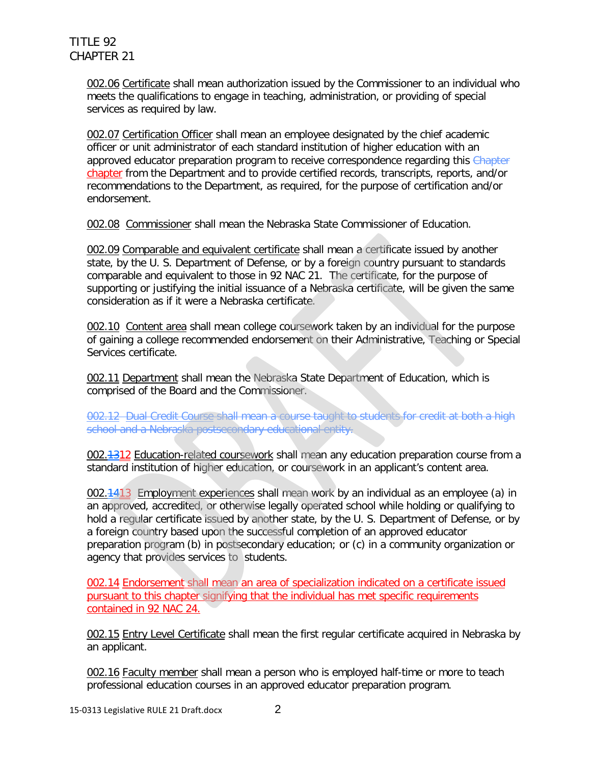002.06 Certificate shall mean authorization issued by the Commissioner to an individual who meets the qualifications to engage in teaching, administration, or providing of special services as required by law.

002.07 Certification Officer shall mean an employee designated by the chief academic officer or unit administrator of each standard institution of higher education with an approved educator preparation program to receive correspondence regarding this ~~Chapter~~ chapter from the Department and to provide certified records, transcripts, reports, and/or recommendations to the Department, as required, for the purpose of certification and/or endorsement.

002.08 Commissioner shall mean the Nebraska State Commissioner of Education.

002.09 Comparable and equivalent certificate shall mean a certificate issued by another state, by the U. S. Department of Defense, or by a foreign country pursuant to standards comparable and equivalent to those in 92 NAC 21. The certificate, for the purpose of supporting or justifying the initial issuance of a Nebraska certificate, will be given the same consideration as if it were a Nebraska certificate.

002.10 Content area shall mean college coursework taken by an individual for the purpose of gaining a college recommended endorsement on their Administrative, Teaching or Special Services certificate.

002.11 Department shall mean the Nebraska State Department of Education, which is comprised of the Board and the Commissioner.

~~002.12 Dual Credit Course shall mean a course taught to students for credit at both a high school and a Nebraska postsecondary educational entity.~~

002.~~13~~12 Education-related coursework shall mean any education preparation course from a standard institution of higher education, or coursework in an applicant's content area.

002.~~14~~13 Employment experiences shall mean work by an individual as an employee (a) in an approved, accredited, or otherwise legally operated school while holding or qualifying to hold a regular certificate issued by another state, by the U. S. Department of Defense, or by a foreign country based upon the successful completion of an approved educator preparation program (b) in postsecondary education; or (c) in a community organization or agency that provides services to students.

002.14 Endorsement shall mean an area of specialization indicated on a certificate issued pursuant to this chapter signifying that the individual has met specific requirements contained in 92 NAC 24.

002.15 Entry Level Certificate shall mean the first regular certificate acquired in Nebraska by an applicant.

002.16 Faculty member shall mean a person who is employed half-time or more to teach professional education courses in an approved educator preparation program.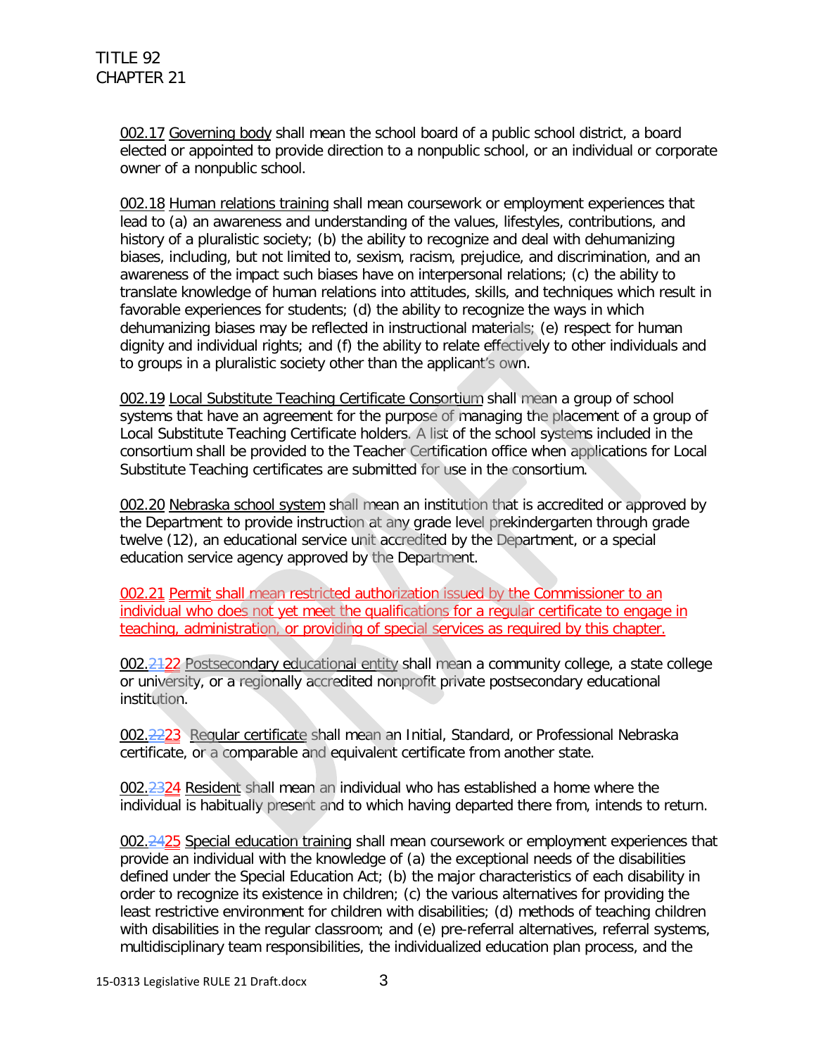002.17 Governing body shall mean the school board of a public school district, a board elected or appointed to provide direction to a nonpublic school, or an individual or corporate owner of a nonpublic school.

002.18 Human relations training shall mean coursework or employment experiences that lead to (a) an awareness and understanding of the values, lifestyles, contributions, and history of a pluralistic society; (b) the ability to recognize and deal with dehumanizing biases, including, but not limited to, sexism, racism, prejudice, and discrimination, and an awareness of the impact such biases have on interpersonal relations; (c) the ability to translate knowledge of human relations into attitudes, skills, and techniques which result in favorable experiences for students; (d) the ability to recognize the ways in which dehumanizing biases may be reflected in instructional materials; (e) respect for human dignity and individual rights; and (f) the ability to relate effectively to other individuals and to groups in a pluralistic society other than the applicant's own.

002.19 Local Substitute Teaching Certificate Consortium shall mean a group of school systems that have an agreement for the purpose of managing the placement of a group of Local Substitute Teaching Certificate holders. A list of the school systems included in the consortium shall be provided to the Teacher Certification office when applications for Local Substitute Teaching certificates are submitted for use in the consortium.

002.20 Nebraska school system shall mean an institution that is accredited or approved by the Department to provide instruction at any grade level prekindergarten through grade twelve (12), an educational service unit accredited by the Department, or a special education service agency approved by the Department.

002.21 Permit shall mean restricted authorization issued by the Commissioner to an individual who does not yet meet the qualifications for a regular certificate to engage in teaching, administration, or providing of special services as required by this chapter.

002.~~21~~22 Postsecondary educational entity shall mean a community college, a state college or university, or a regionally accredited nonprofit private postsecondary educational institution.

002.~~22~~23 Regular certificate shall mean an Initial, Standard, or Professional Nebraska certificate, or a comparable and equivalent certificate from another state.

002.~~23~~24 Resident shall mean an individual who has established a home where the individual is habitually present and to which having departed there from, intends to return.

002.~~24~~25 Special education training shall mean coursework or employment experiences that provide an individual with the knowledge of (a) the exceptional needs of the disabilities defined under the Special Education Act; (b) the major characteristics of each disability in order to recognize its existence in children; (c) the various alternatives for providing the least restrictive environment for children with disabilities; (d) methods of teaching children with disabilities in the regular classroom; and (e) pre-referral alternatives, referral systems, multidisciplinary team responsibilities, the individualized education plan process, and the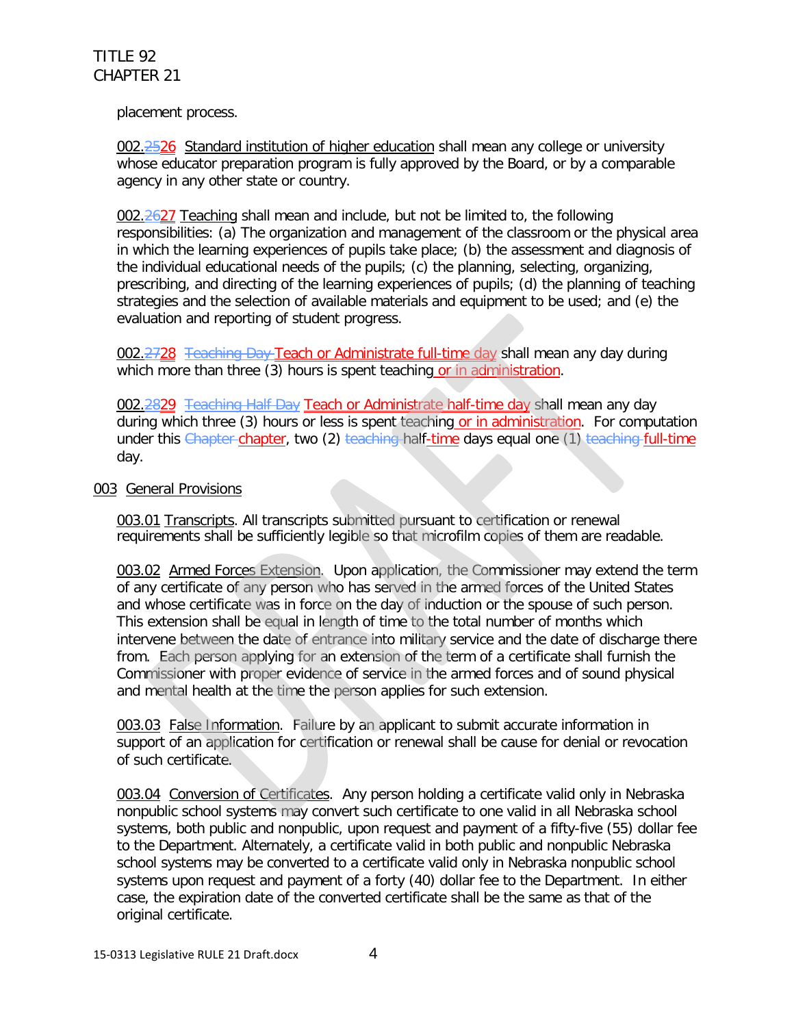placement process.

002.~~25~~26 Standard institution of higher education shall mean any college or university whose educator preparation program is fully approved by the Board, or by a comparable agency in any other state or country.

002.~~26~~27 Teaching shall mean and include, but not be limited to, the following responsibilities: (a) The organization and management of the classroom or the physical area in which the learning experiences of pupils take place; (b) the assessment and diagnosis of the individual educational needs of the pupils; (c) the planning, selecting, organizing, prescribing, and directing of the learning experiences of pupils; (d) the planning of teaching strategies and the selection of available materials and equipment to be used; and (e) the evaluation and reporting of student progress.

002.~~27~~28 ~~Teaching Day~~ Teach or Administrate full-time day shall mean any day during which more than three (3) hours is spent teaching or in administration.

002.~~28~~29 ~~Teaching Half Day~~ Teach or Administrate half-time day shall mean any day during which three (3) hours or less is spent teaching or in administration. For computation under this ~~Chapter~~ chapter, two (2) ~~teaching~~ half-time days equal one (1) ~~teaching~~ full-time day.

## 003 General Provisions

003.01 Transcripts. All transcripts submitted pursuant to certification or renewal requirements shall be sufficiently legible so that microfilm copies of them are readable.

003.02 Armed Forces Extension. Upon application, the Commissioner may extend the term of any certificate of any person who has served in the armed forces of the United States and whose certificate was in force on the day of induction or the spouse of such person. This extension shall be equal in length of time to the total number of months which intervene between the date of entrance into military service and the date of discharge there from. Each person applying for an extension of the term of a certificate shall furnish the Commissioner with proper evidence of service in the armed forces and of sound physical and mental health at the time the person applies for such extension.

003.03 False Information. Failure by an applicant to submit accurate information in support of an application for certification or renewal shall be cause for denial or revocation of such certificate.

003.04 Conversion of Certificates. Any person holding a certificate valid only in Nebraska nonpublic school systems may convert such certificate to one valid in all Nebraska school systems, both public and nonpublic, upon request and payment of a fifty-five (55) dollar fee to the Department. Alternately, a certificate valid in both public and nonpublic Nebraska school systems may be converted to a certificate valid only in Nebraska nonpublic school systems upon request and payment of a forty (40) dollar fee to the Department. In either case, the expiration date of the converted certificate shall be the same as that of the original certificate.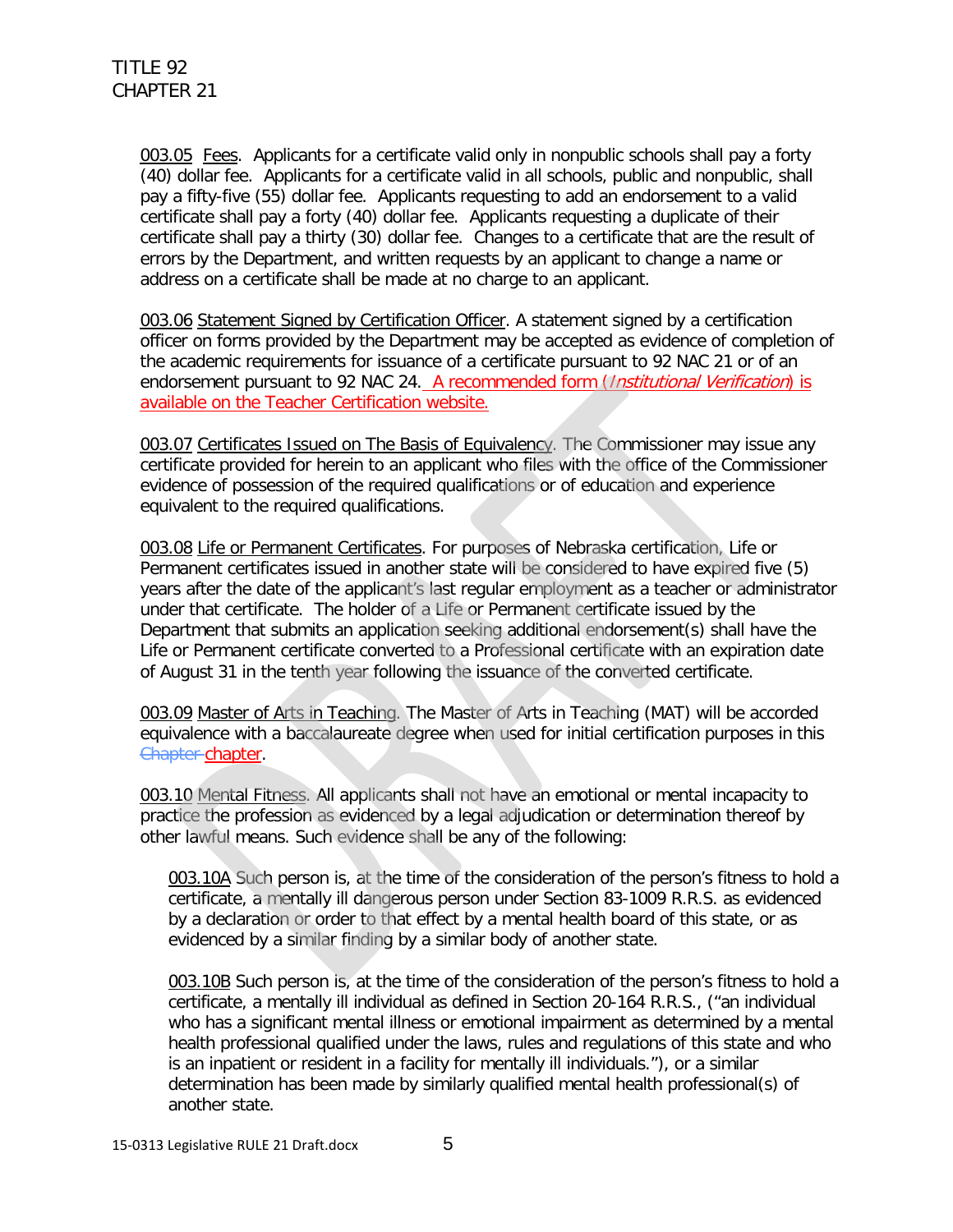003.05 Fees. Applicants for a certificate valid only in nonpublic schools shall pay a forty (40) dollar fee. Applicants for a certificate valid in all schools, public and nonpublic, shall pay a fifty-five (55) dollar fee. Applicants requesting to add an endorsement to a valid certificate shall pay a forty (40) dollar fee. Applicants requesting a duplicate of their certificate shall pay a thirty (30) dollar fee. Changes to a certificate that are the result of errors by the Department, and written requests by an applicant to change a name or address on a certificate shall be made at no charge to an applicant.

003.06 Statement Signed by Certification Officer. A statement signed by a certification officer on forms provided by the Department may be accepted as evidence of completion of the academic requirements for issuance of a certificate pursuant to 92 NAC 21 or of an endorsement pursuant to 92 NAC 24. A recommended form (*Institutional Verification*) is available on the Teacher Certification website.

003.07 Certificates Issued on The Basis of Equivalency. The Commissioner may issue any certificate provided for herein to an applicant who files with the office of the Commissioner evidence of possession of the required qualifications or of education and experience equivalent to the required qualifications.

003.08 Life or Permanent Certificates. For purposes of Nebraska certification, Life or Permanent certificates issued in another state will be considered to have expired five (5) years after the date of the applicant's last regular employment as a teacher or administrator under that certificate. The holder of a Life or Permanent certificate issued by the Department that submits an application seeking additional endorsement(s) shall have the Life or Permanent certificate converted to a Professional certificate with an expiration date of August 31 in the tenth year following the issuance of the converted certificate.

003.09 Master of Arts in Teaching. The Master of Arts in Teaching (MAT) will be accorded equivalence with a baccalaureate degree when used for initial certification purposes in this ~~Chapter~~ chapter.

003.10 Mental Fitness. All applicants shall not have an emotional or mental incapacity to practice the profession as evidenced by a legal adjudication or determination thereof by other lawful means. Such evidence shall be any of the following:

003.10A Such person is, at the time of the consideration of the person's fitness to hold a certificate, a mentally ill dangerous person under Section 83-1009 R.R.S. as evidenced by a declaration or order to that effect by a mental health board of this state, or as evidenced by a similar finding by a similar body of another state.

003.10B Such person is, at the time of the consideration of the person's fitness to hold a certificate, a mentally ill individual as defined in Section 20-164 R.R.S., ("an individual who has a significant mental illness or emotional impairment as determined by a mental health professional qualified under the laws, rules and regulations of this state and who is an inpatient or resident in a facility for mentally ill individuals."), or a similar determination has been made by similarly qualified mental health professional(s) of another state.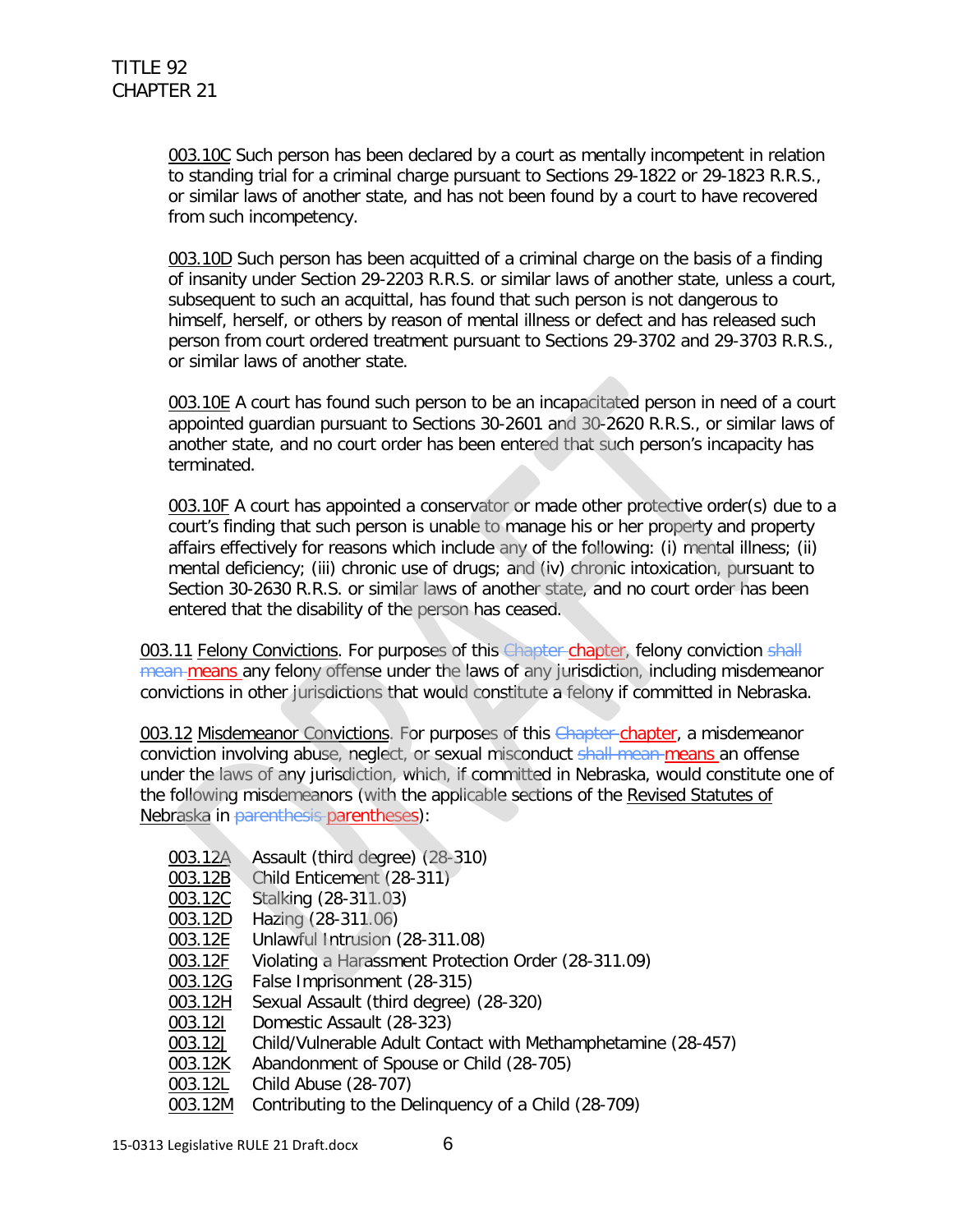003.10C Such person has been declared by a court as mentally incompetent in relation to standing trial for a criminal charge pursuant to Sections 29-1822 or 29-1823 R.R.S., or similar laws of another state, and has not been found by a court to have recovered from such incompetency.

003.10D Such person has been acquitted of a criminal charge on the basis of a finding of insanity under Section 29-2203 R.R.S. or similar laws of another state, unless a court, subsequent to such an acquittal, has found that such person is not dangerous to himself, herself, or others by reason of mental illness or defect and has released such person from court ordered treatment pursuant to Sections 29-3702 and 29-3703 R.R.S., or similar laws of another state.

003.10E A court has found such person to be an incapacitated person in need of a court appointed guardian pursuant to Sections 30-2601 and 30-2620 R.R.S., or similar laws of another state, and no court order has been entered that such person's incapacity has terminated.

003.10F A court has appointed a conservator or made other protective order(s) due to a court's finding that such person is unable to manage his or her property and property affairs effectively for reasons which include any of the following: (i) mental illness; (ii) mental deficiency; (iii) chronic use of drugs; and (iv) chronic intoxication, pursuant to Section 30-2630 R.R.S. or similar laws of another state, and no court order has been entered that the disability of the person has ceased.

003.11 Felony Convictions. For purposes of this ~~Chapter~~ chapter, felony conviction ~~shall mean~~ means any felony offense under the laws of any jurisdiction, including misdemeanor convictions in other jurisdictions that would constitute a felony if committed in Nebraska.

003.12 Misdemeanor Convictions. For purposes of this ~~Chapter~~ chapter, a misdemeanor conviction involving abuse, neglect, or sexual misconduct ~~shall mean~~ means an offense under the laws of any jurisdiction, which, if committed in Nebraska, would constitute one of the following misdemeanors (with the applicable sections of the Revised Statutes of Nebraska in ~~parenthesis~~ parentheses):

003.12A Assault (third degree) (28-310)
003.12B Child Enticement (28-311)
003.12C Stalking (28-311.03)
003.12D Hazing (28-311.06)
003.12E Unlawful Intrusion (28-311.08)
003.12F Violating a Harassment Protection Order (28-311.09)
003.12G False Imprisonment (28-315)
003.12H Sexual Assault (third degree) (28-320)
003.12I Domestic Assault (28-323)
003.12J Child/Vulnerable Adult Contact with Methamphetamine (28-457)
003.12K Abandonment of Spouse or Child (28-705)
003.12L Child Abuse (28-707)
003.12M Contributing to the Delinquency of a Child (28-709)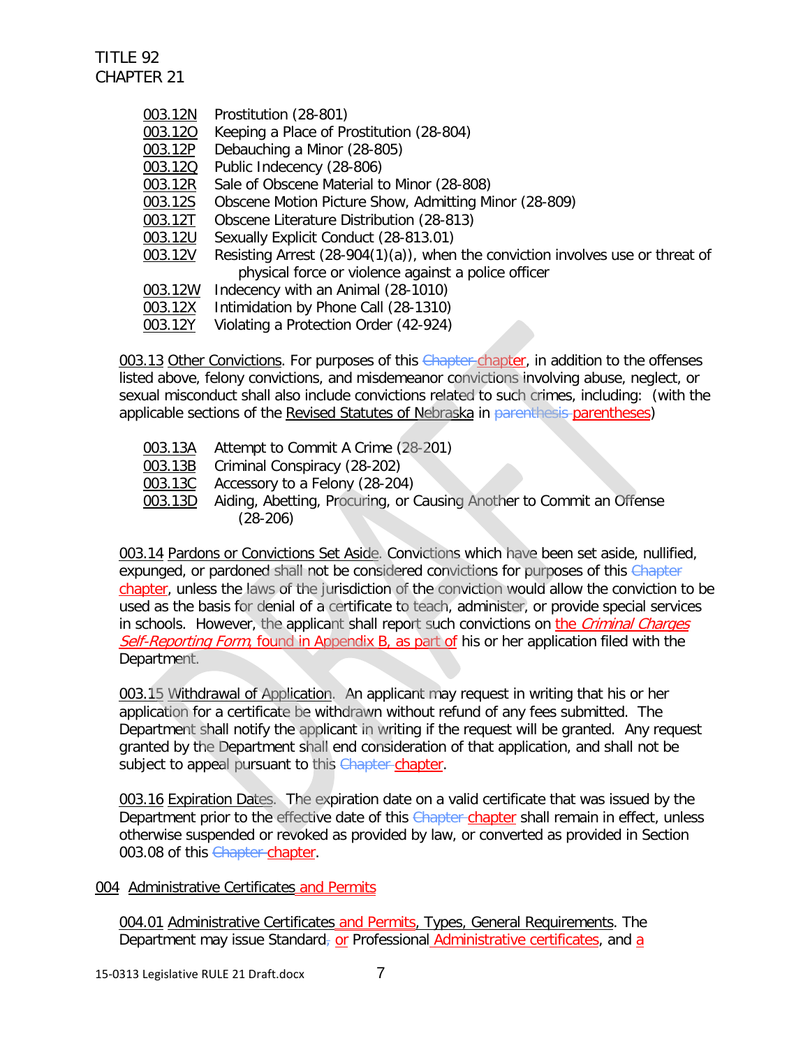003.12N Prostitution (28-801)
003.12O Keeping a Place of Prostitution (28-804)
003.12P Debauching a Minor (28-805)
003.12Q Public Indecency (28-806)
003.12R Sale of Obscene Material to Minor (28-808)
003.12S Obscene Motion Picture Show, Admitting Minor (28-809)
003.12T Obscene Literature Distribution (28-813)
003.12U Sexually Explicit Conduct (28-813.01)
003.12V Resisting Arrest (28-904(1)(a)), when the conviction involves use or threat of physical force or violence against a police officer
003.12W Indecency with an Animal (28-1010)
003.12X Intimidation by Phone Call (28-1310)
003.12Y Violating a Protection Order (42-924)

003.13 Other Convictions. For purposes of this ~~Chapter~~ chapter, in addition to the offenses listed above, felony convictions, and misdemeanor convictions involving abuse, neglect, or sexual misconduct shall also include convictions related to such crimes, including: (with the applicable sections of the Revised Statutes of Nebraska in ~~parenthesis~~ parentheses)

003.13A Attempt to Commit A Crime (28-201)
003.13B Criminal Conspiracy (28-202)
003.13C Accessory to a Felony (28-204)
003.13D Aiding, Abetting, Procuring, or Causing Another to Commit an Offense (28-206)

003.14 Pardons or Convictions Set Aside. Convictions which have been set aside, nullified, expunged, or pardoned shall not be considered convictions for purposes of this ~~Chapter~~ chapter, unless the laws of the jurisdiction of the conviction would allow the conviction to be used as the basis for denial of a certificate to teach, administer, or provide special services in schools. However, the applicant shall report such convictions on the *Criminal Charges Self-Reporting Form*, found in Appendix B, as part of his or her application filed with the Department.

003.15 Withdrawal of Application. An applicant may request in writing that his or her application for a certificate be withdrawn without refund of any fees submitted. The Department shall notify the applicant in writing if the request will be granted. Any request granted by the Department shall end consideration of that application, and shall not be subject to appeal pursuant to this ~~Chapter~~ chapter.

003.16 Expiration Dates. The expiration date on a valid certificate that was issued by the Department prior to the effective date of this ~~Chapter~~ chapter shall remain in effect, unless otherwise suspended or revoked as provided by law, or converted as provided in Section 003.08 of this ~~Chapter~~ chapter.

## 004 Administrative Certificates and Permits

004.01 Administrative Certificates and Permits, Types, General Requirements. The Department may issue Standard~~,~~ or Professional Administrative certificates, and a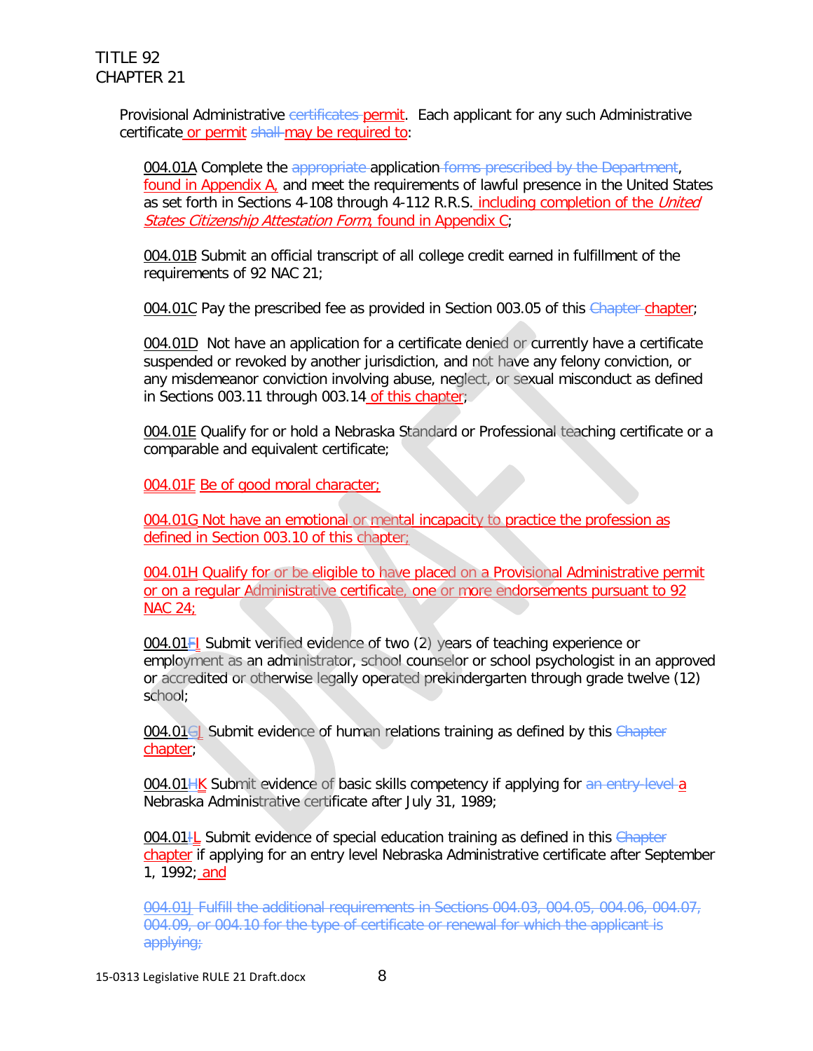Provisional Administrative ~~certificates~~ permit. Each applicant for any such Administrative certificate or permit ~~shall~~ may be required to:

004.01A Complete the ~~appropriate~~ application ~~forms prescribed by the Department~~, found in Appendix A, and meet the requirements of lawful presence in the United States as set forth in Sections 4-108 through 4-112 R.R.S. including completion of the *United States Citizenship Attestation Form*, found in Appendix C;

004.01B Submit an official transcript of all college credit earned in fulfillment of the requirements of 92 NAC 21;

004.01C Pay the prescribed fee as provided in Section 003.05 of this ~~Chapter~~ chapter;

004.01D Not have an application for a certificate denied or currently have a certificate suspended or revoked by another jurisdiction, and not have any felony conviction, or any misdemeanor conviction involving abuse, neglect, or sexual misconduct as defined in Sections 003.11 through 003.14 of this chapter;

004.01E Qualify for or hold a Nebraska Standard or Professional teaching certificate or a comparable and equivalent certificate;

004.01F Be of good moral character;

004.01G Not have an emotional or mental incapacity to practice the profession as defined in Section 003.10 of this chapter;

004.01H Qualify for or be eligible to have placed on a Provisional Administrative permit or on a regular Administrative certificate, one or more endorsements pursuant to 92 NAC 24;

004.01~~F~~I Submit verified evidence of two (2) years of teaching experience or employment as an administrator, school counselor or school psychologist in an approved or accredited or otherwise legally operated prekindergarten through grade twelve (12) school;

004.01~~G~~J Submit evidence of human relations training as defined by this ~~Chapter~~ chapter;

004.01~~H~~K Submit evidence of basic skills competency if applying for ~~an entry level~~ a Nebraska Administrative certificate after July 31, 1989;

004.01~~I~~L Submit evidence of special education training as defined in this ~~Chapter~~ chapter if applying for an entry level Nebraska Administrative certificate after September 1, 1992; and

~~004.01J Fulfill the additional requirements in Sections 004.03, 004.05, 004.06, 004.07, 004.09, or 004.10 for the type of certificate or renewal for which the applicant is applying;~~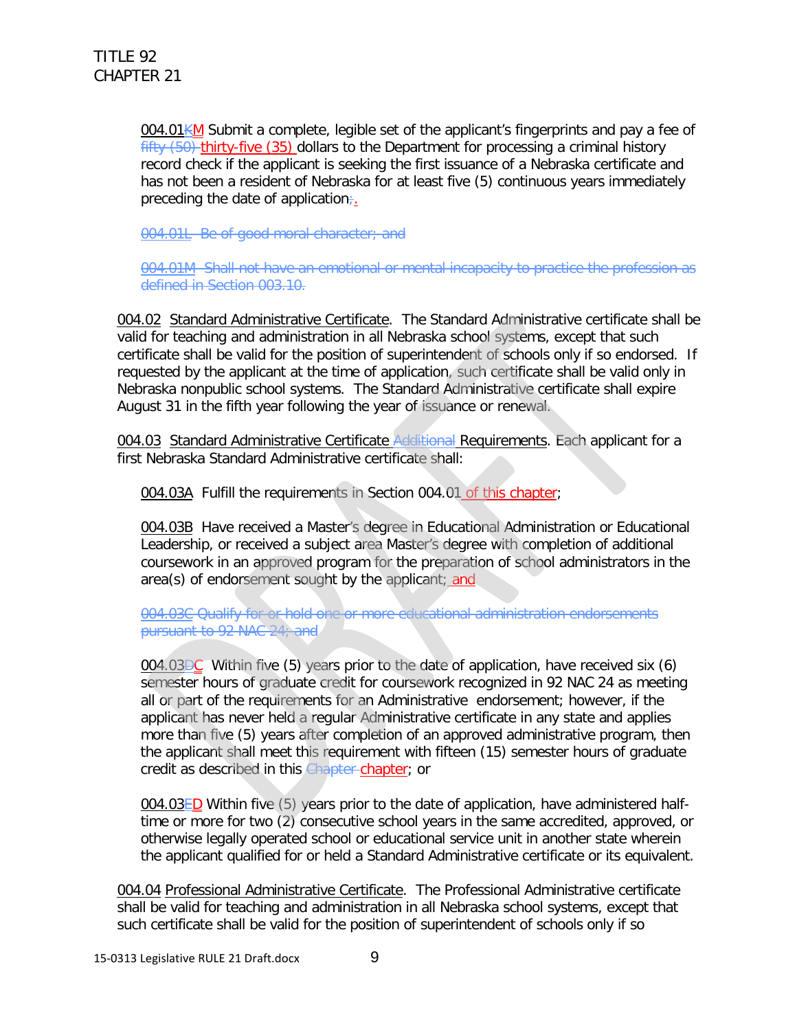TITLE 92
CHAPTER 21

004.01~~K~~M Submit a complete, legible set of the applicant's fingerprints and pay a fee of ~~fifty (50)~~ thirty-five (35) dollars to the Department for processing a criminal history record check if the applicant is seeking the first issuance of a Nebraska certificate and has not been a resident of Nebraska for at least five (5) continuous years immediately preceding the date of application~~;~~.

~~004.01L Be of good moral character; and~~

~~004.01M Shall not have an emotional or mental incapacity to practice the profession as defined in Section 003.10.~~

004.02 Standard Administrative Certificate. The Standard Administrative certificate shall be valid for teaching and administration in all Nebraska school systems, except that such certificate shall be valid for the position of superintendent of schools only if so endorsed. If requested by the applicant at the time of application, such certificate shall be valid only in Nebraska nonpublic school systems. The Standard Administrative certificate shall expire August 31 in the fifth year following the year of issuance or renewal.

004.03 Standard Administrative Certificate ~~Additional~~ Requirements. Each applicant for a first Nebraska Standard Administrative certificate shall:

004.03A Fulfill the requirements in Section 004.01 of this chapter;

004.03B Have received a Master's degree in Educational Administration or Educational Leadership, or received a subject area Master's degree with completion of additional coursework in an approved program for the preparation of school administrators in the area(s) of endorsement sought by the applicant; and

~~004.03C Qualify for or hold one or more educational administration endorsements pursuant to 92 NAC 24; and~~

004.03~~D~~C Within five (5) years prior to the date of application, have received six (6) semester hours of graduate credit for coursework recognized in 92 NAC 24 as meeting all or part of the requirements for an Administrative endorsement; however, if the applicant has never held a regular Administrative certificate in any state and applies more than five (5) years after completion of an approved administrative program, then the applicant shall meet this requirement with fifteen (15) semester hours of graduate credit as described in this ~~Chapter~~ chapter; or

004.03~~E~~D Within five (5) years prior to the date of application, have administered half-time or more for two (2) consecutive school years in the same accredited, approved, or otherwise legally operated school or educational service unit in another state wherein the applicant qualified for or held a Standard Administrative certificate or its equivalent.

004.04 Professional Administrative Certificate. The Professional Administrative certificate shall be valid for teaching and administration in all Nebraska school systems, except that such certificate shall be valid for the position of superintendent of schools only if so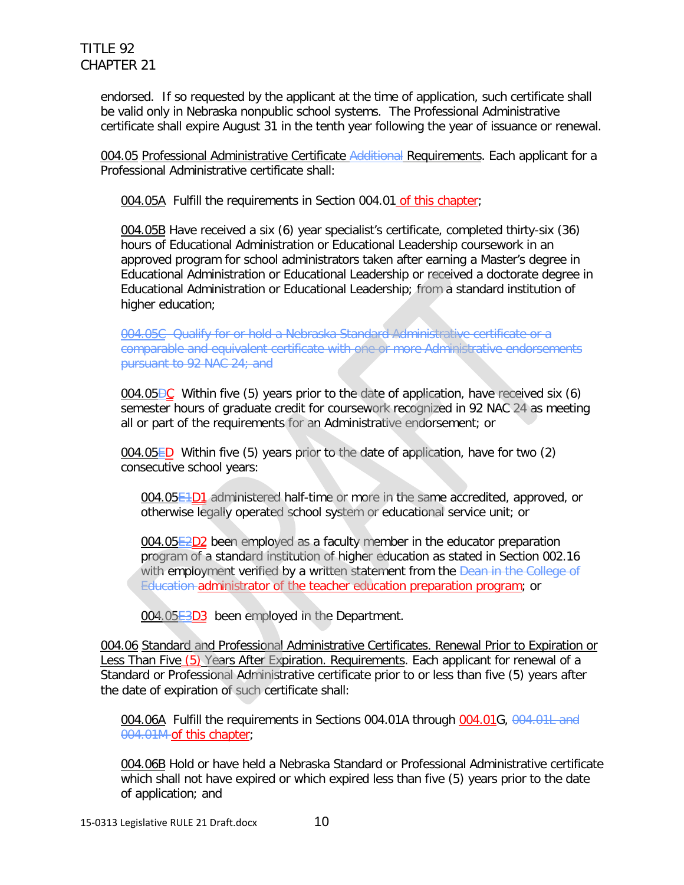endorsed. If so requested by the applicant at the time of application, such certificate shall be valid only in Nebraska nonpublic school systems. The Professional Administrative certificate shall expire August 31 in the tenth year following the year of issuance or renewal.

004.05 Professional Administrative Certificate ~~Additional~~ Requirements. Each applicant for a Professional Administrative certificate shall:

> 004.05A Fulfill the requirements in Section 004.01 of this chapter;
>
> 004.05B Have received a six (6) year specialist's certificate, completed thirty-six (36) hours of Educational Administration or Educational Leadership coursework in an approved program for school administrators taken after earning a Master's degree in Educational Administration or Educational Leadership or received a doctorate degree in Educational Administration or Educational Leadership; from a standard institution of higher education;
>
> ~~004.05C Qualify for or hold a Nebraska Standard Administrative certificate or a comparable and equivalent certificate with one or more Administrative endorsements pursuant to 92 NAC 24; and~~
>
> 004.05~~D~~C Within five (5) years prior to the date of application, have received six (6) semester hours of graduate credit for coursework recognized in 92 NAC 24 as meeting all or part of the requirements for an Administrative endorsement; or
>
> 004.05~~E~~D Within five (5) years prior to the date of application, have for two (2) consecutive school years:
>
>> 004.05~~E1~~D1 administered half-time or more in the same accredited, approved, or otherwise legally operated school system or educational service unit; or
>>
>> 004.05~~E2~~D2 been employed as a faculty member in the educator preparation program of a standard institution of higher education as stated in Section 002.16 with employment verified by a written statement from the ~~Dean in the College of Education~~ administrator of the teacher education preparation program; or
>>
>> 004.05~~E3~~D3 been employed in the Department.

004.06 Standard and Professional Administrative Certificates. Renewal Prior to Expiration or Less Than Five (5) Years After Expiration. Requirements. Each applicant for renewal of a Standard or Professional Administrative certificate prior to or less than five (5) years after the date of expiration of such certificate shall:

> 004.06A Fulfill the requirements in Sections 004.01A through 004.01G, ~~004.01L and 004.01M~~ of this chapter;
>
> 004.06B Hold or have held a Nebraska Standard or Professional Administrative certificate which shall not have expired or which expired less than five (5) years prior to the date of application; and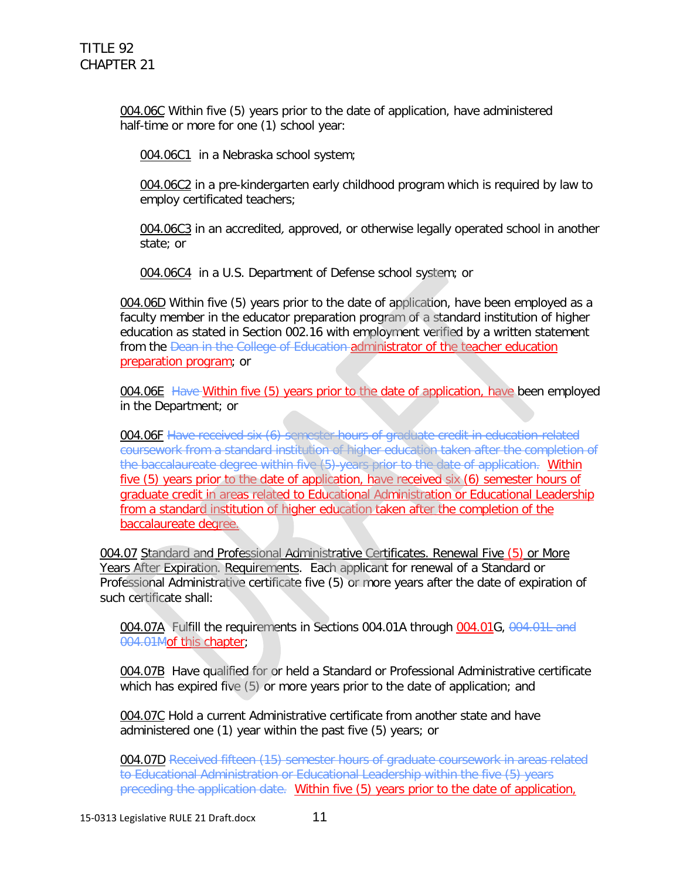004.06C Within five (5) years prior to the date of application, have administered half-time or more for one (1) school year:

004.06C1 in a Nebraska school system;

004.06C2 in a pre-kindergarten early childhood program which is required by law to employ certificated teachers;

004.06C3 in an accredited, approved, or otherwise legally operated school in another state; or

004.06C4 in a U.S. Department of Defense school system; or

004.06D Within five (5) years prior to the date of application, have been employed as a faculty member in the educator preparation program of a standard institution of higher education as stated in Section 002.16 with employment verified by a written statement from the ~~Dean in the College of Education~~ administrator of the teacher education preparation program; or

004.06E ~~Have~~ Within five (5) years prior to the date of application, have been employed in the Department; or

004.06F ~~Have received six (6) semester hours of graduate credit in education-related coursework from a standard institution of higher education taken after the completion of the baccalaureate degree within five (5) years prior to the date of application.~~ Within five (5) years prior to the date of application, have received six (6) semester hours of graduate credit in areas related to Educational Administration or Educational Leadership from a standard institution of higher education taken after the completion of the baccalaureate degree.

004.07 Standard and Professional Administrative Certificates. Renewal Five (5) or More Years After Expiration. Requirements. Each applicant for renewal of a Standard or Professional Administrative certificate five (5) or more years after the date of expiration of such certificate shall:

004.07A Fulfill the requirements in Sections 004.01A through 004.01G, ~~004.01L and 004.01M~~ of this chapter;

004.07B Have qualified for or held a Standard or Professional Administrative certificate which has expired five (5) or more years prior to the date of application; and

004.07C Hold a current Administrative certificate from another state and have administered one (1) year within the past five (5) years; or

004.07D ~~Received fifteen (15) semester hours of graduate coursework in areas related to Educational Administration or Educational Leadership within the five (5) years preceding the application date.~~ Within five (5) years prior to the date of application,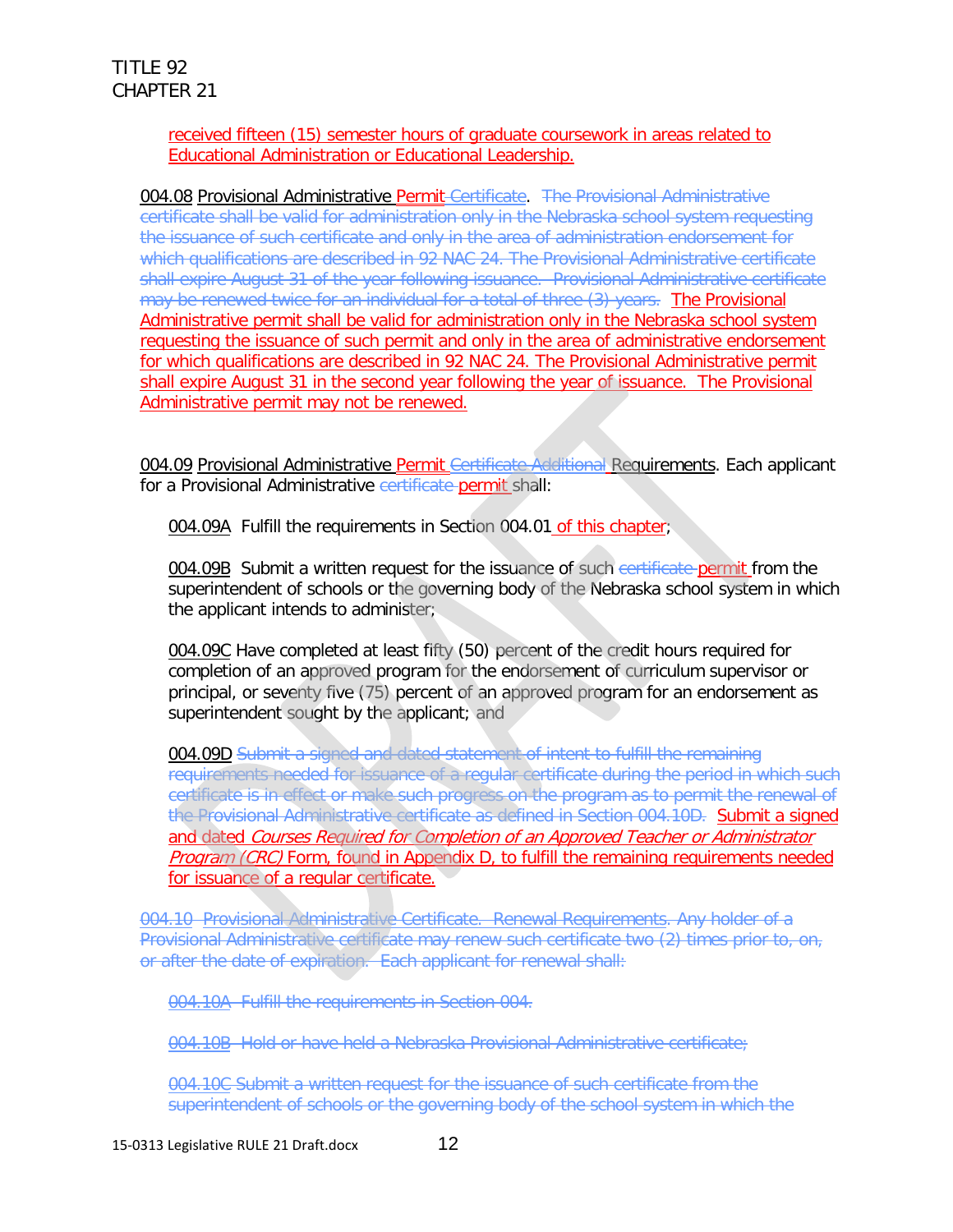received fifteen (15) semester hours of graduate coursework in areas related to Educational Administration or Educational Leadership.

004.08 Provisional Administrative Permit ~~Certificate~~. ~~The Provisional Administrative certificate shall be valid for administration only in the Nebraska school system requesting the issuance of such certificate and only in the area of administration endorsement for which qualifications are described in 92 NAC 24. The Provisional Administrative certificate shall expire August 31 of the year following issuance. Provisional Administrative certificate may be renewed twice for an individual for a total of three (3) years.~~ The Provisional Administrative permit shall be valid for administration only in the Nebraska school system requesting the issuance of such permit and only in the area of administrative endorsement for which qualifications are described in 92 NAC 24. The Provisional Administrative permit shall expire August 31 in the second year following the year of issuance. The Provisional Administrative permit may not be renewed.

004.09 Provisional Administrative Permit ~~Certificate Additional~~ Requirements. Each applicant for a Provisional Administrative ~~certificate~~ permit shall:

004.09A Fulfill the requirements in Section 004.01 of this chapter;

004.09B Submit a written request for the issuance of such ~~certificate~~ permit from the superintendent of schools or the governing body of the Nebraska school system in which the applicant intends to administer;

004.09C Have completed at least fifty (50) percent of the credit hours required for completion of an approved program for the endorsement of curriculum supervisor or principal, or seventy five (75) percent of an approved program for an endorsement as superintendent sought by the applicant; and

004.09D ~~Submit a signed and dated statement of intent to fulfill the remaining requirements needed for issuance of a regular certificate during the period in which such certificate is in effect or make such progress on the program as to permit the renewal of the Provisional Administrative certificate as defined in Section 004.10D.~~ Submit a signed and dated *Courses Required for Completion of an Approved Teacher or Administrator Program (CRC)* Form, found in Appendix D, to fulfill the remaining requirements needed for issuance of a regular certificate.

~~004.10 Provisional Administrative Certificate. Renewal Requirements. Any holder of a Provisional Administrative certificate may renew such certificate two (2) times prior to, on, or after the date of expiration. Each applicant for renewal shall:~~

~~004.10A Fulfill the requirements in Section 004.~~

~~004.10B Hold or have held a Nebraska Provisional Administrative certificate;~~

~~004.10C Submit a written request for the issuance of such certificate from the superintendent of schools or the governing body of the school system in which the~~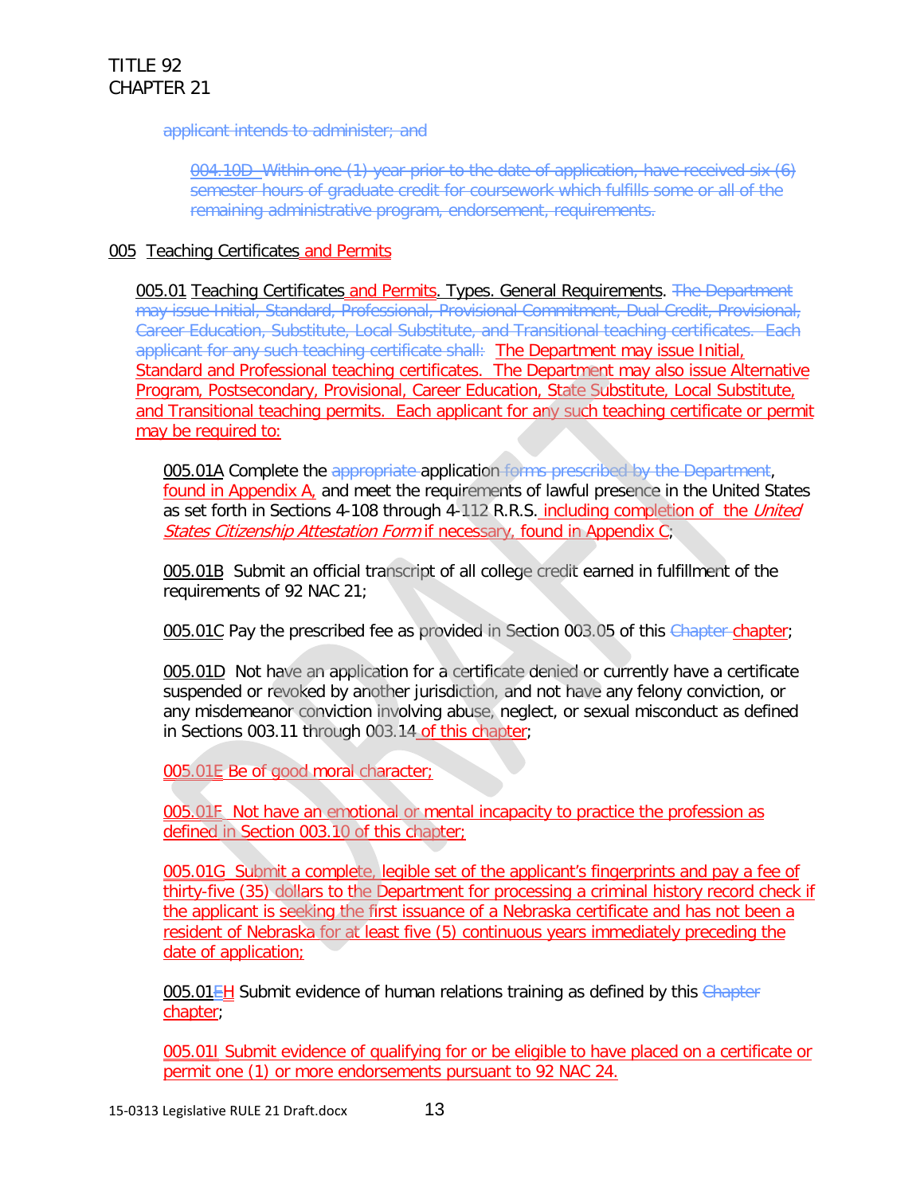applicant intends to administer; and

004.10D Within one (1) year prior to the date of application, have received six (6) semester hours of graduate credit for coursework which fulfills some or all of the remaining administrative program, endorsement, requirements.

## 005 Teaching Certificates and Permits

005.01 Teaching Certificates and Permits. Types. General Requirements. The Department may issue Initial, Standard, Professional, Provisional Commitment, Dual Credit, Provisional, Career Education, Substitute, Local Substitute, and Transitional teaching certificates. Each applicant for any such teaching certificate shall: The Department may issue Initial, Standard and Professional teaching certificates. The Department may also issue Alternative Program, Postsecondary, Provisional, Career Education, State Substitute, Local Substitute, and Transitional teaching permits. Each applicant for any such teaching certificate or permit may be required to:

005.01A Complete the appropriate application forms prescribed by the Department, found in Appendix A, and meet the requirements of lawful presence in the United States as set forth in Sections 4-108 through 4-112 R.R.S. including completion of the *United States Citizenship Attestation Form* if necessary, found in Appendix C;

005.01B Submit an official transcript of all college credit earned in fulfillment of the requirements of 92 NAC 21;

005.01C Pay the prescribed fee as provided in Section 003.05 of this Chapter chapter;

005.01D Not have an application for a certificate denied or currently have a certificate suspended or revoked by another jurisdiction, and not have any felony conviction, or any misdemeanor conviction involving abuse, neglect, or sexual misconduct as defined in Sections 003.11 through 003.14 of this chapter;

005.01E Be of good moral character;

005.01F Not have an emotional or mental incapacity to practice the profession as defined in Section 003.10 of this chapter;

005.01G Submit a complete, legible set of the applicant's fingerprints and pay a fee of thirty-five (35) dollars to the Department for processing a criminal history record check if the applicant is seeking the first issuance of a Nebraska certificate and has not been a resident of Nebraska for at least five (5) continuous years immediately preceding the date of application;

005.01EH Submit evidence of human relations training as defined by this Chapter chapter;

005.01I Submit evidence of qualifying for or be eligible to have placed on a certificate or permit one (1) or more endorsements pursuant to 92 NAC 24.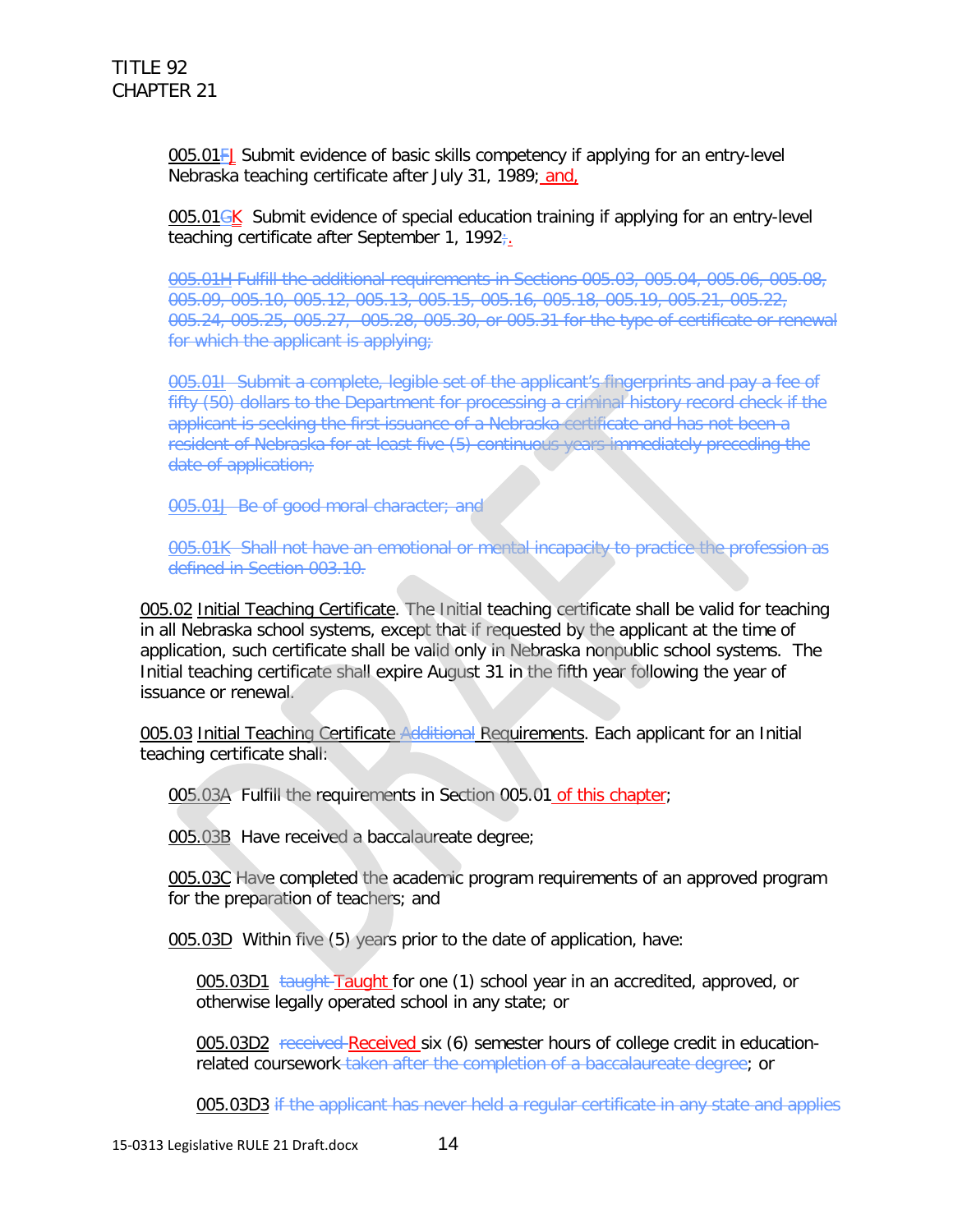005.01~~F~~J Submit evidence of basic skills competency if applying for an entry-level Nebraska teaching certificate after July 31, 1989; and,

005.01~~G~~K Submit evidence of special education training if applying for an entry-level teaching certificate after September 1, 1992~~;~~.

~~005.01H Fulfill the additional requirements in Sections 005.03, 005.04, 005.06, 005.08, 005.09, 005.10, 005.12, 005.13, 005.15, 005.16, 005.18, 005.19, 005.21, 005.22, 005.24, 005.25, 005.27, 005.28, 005.30, or 005.31 for the type of certificate or renewal for which the applicant is applying;~~

~~005.01I Submit a complete, legible set of the applicant's fingerprints and pay a fee of fifty (50) dollars to the Department for processing a criminal history record check if the applicant is seeking the first issuance of a Nebraska certificate and has not been a resident of Nebraska for at least five (5) continuous years immediately preceding the date of application;~~

~~005.01J Be of good moral character; and~~

~~005.01K Shall not have an emotional or mental incapacity to practice the profession as defined in Section 003.10.~~

005.02 Initial Teaching Certificate. The Initial teaching certificate shall be valid for teaching in all Nebraska school systems, except that if requested by the applicant at the time of application, such certificate shall be valid only in Nebraska nonpublic school systems. The Initial teaching certificate shall expire August 31 in the fifth year following the year of issuance or renewal.

005.03 Initial Teaching Certificate ~~Additional~~ Requirements. Each applicant for an Initial teaching certificate shall:

005.03A Fulfill the requirements in Section 005.01 of this chapter;

005.03B Have received a baccalaureate degree;

005.03C Have completed the academic program requirements of an approved program for the preparation of teachers; and

005.03D Within five (5) years prior to the date of application, have:

005.03D1 ~~taught~~ Taught for one (1) school year in an accredited, approved, or otherwise legally operated school in any state; or

005.03D2 ~~received~~ Received six (6) semester hours of college credit in education-related coursework ~~taken after the completion of a baccalaureate degree~~; or

005.03D3 ~~if the applicant has never held a regular certificate in any state and applies~~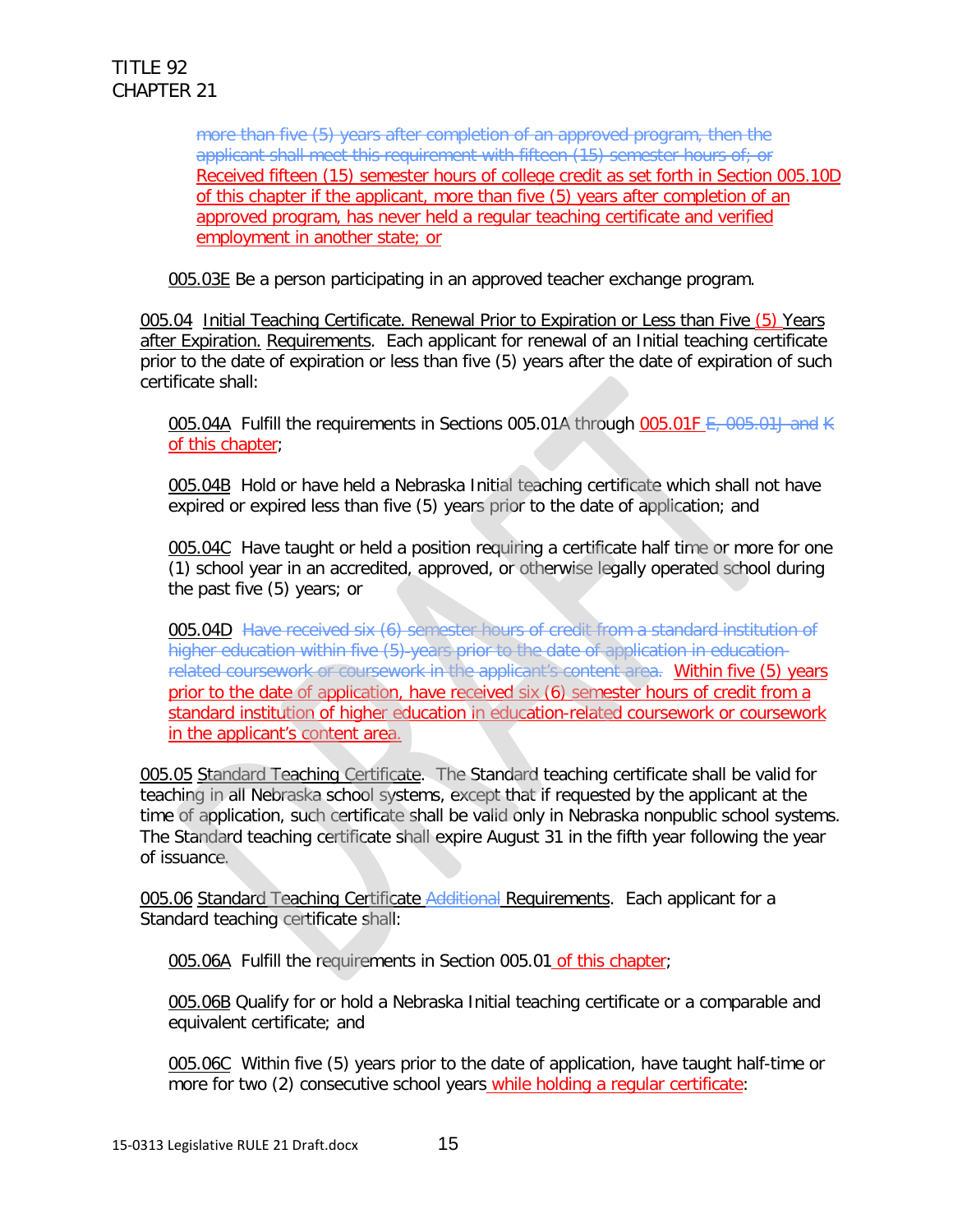~~more than five (5) years after completion of an approved program, then the applicant shall meet this requirement with fifteen (15) semester hours of; or~~
Received fifteen (15) semester hours of college credit as set forth in Section 005.10D of this chapter if the applicant, more than five (5) years after completion of an approved program, has never held a regular teaching certificate and verified employment in another state; or

005.03E Be a person participating in an approved teacher exchange program.

005.04 Initial Teaching Certificate. Renewal Prior to Expiration or Less than Five (5) Years after Expiration. Requirements. Each applicant for renewal of an Initial teaching certificate prior to the date of expiration or less than five (5) years after the date of expiration of such certificate shall:

005.04A Fulfill the requirements in Sections 005.01A through 005.01F ~~E, 005.01J and K~~ of this chapter;

005.04B Hold or have held a Nebraska Initial teaching certificate which shall not have expired or expired less than five (5) years prior to the date of application; and

005.04C Have taught or held a position requiring a certificate half time or more for one (1) school year in an accredited, approved, or otherwise legally operated school during the past five (5) years; or

005.04D ~~Have received six (6) semester hours of credit from a standard institution of higher education within five (5) years prior to the date of application in education-related coursework or coursework in the applicant's content area.~~ Within five (5) years prior to the date of application, have received six (6) semester hours of credit from a standard institution of higher education in education-related coursework or coursework in the applicant's content area.

005.05 Standard Teaching Certificate. The Standard teaching certificate shall be valid for teaching in all Nebraska school systems, except that if requested by the applicant at the time of application, such certificate shall be valid only in Nebraska nonpublic school systems. The Standard teaching certificate shall expire August 31 in the fifth year following the year of issuance.

005.06 Standard Teaching Certificate ~~Additional~~ Requirements. Each applicant for a Standard teaching certificate shall:

005.06A Fulfill the requirements in Section 005.01 of this chapter;

005.06B Qualify for or hold a Nebraska Initial teaching certificate or a comparable and equivalent certificate; and

005.06C Within five (5) years prior to the date of application, have taught half-time or more for two (2) consecutive school years while holding a regular certificate: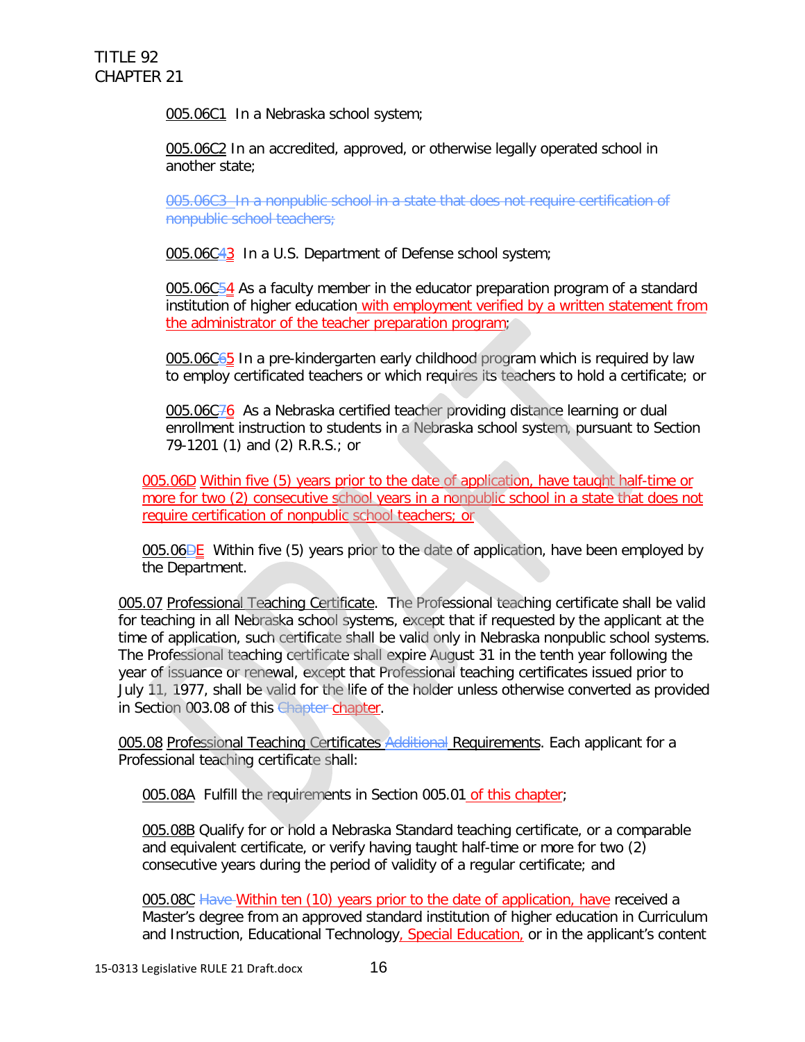TITLE 92
CHAPTER 21

005.06C1 In a Nebraska school system;

005.06C2 In an accredited, approved, or otherwise legally operated school in another state;

~~005.06C3 In a nonpublic school in a state that does not require certification of nonpublic school teachers;~~

005.06C~~4~~3 In a U.S. Department of Defense school system;

005.06C~~5~~4 As a faculty member in the educator preparation program of a standard institution of higher education with employment verified by a written statement from the administrator of the teacher preparation program;

005.06C~~6~~5 In a pre-kindergarten early childhood program which is required by law to employ certificated teachers or which requires its teachers to hold a certificate; or

005.06C~~7~~6 As a Nebraska certified teacher providing distance learning or dual enrollment instruction to students in a Nebraska school system, pursuant to Section 79-1201 (1) and (2) R.R.S.; or

005.06D Within five (5) years prior to the date of application, have taught half-time or more for two (2) consecutive school years in a nonpublic school in a state that does not require certification of nonpublic school teachers; or

005.06~~D~~E Within five (5) years prior to the date of application, have been employed by the Department.

005.07 Professional Teaching Certificate. The Professional teaching certificate shall be valid for teaching in all Nebraska school systems, except that if requested by the applicant at the time of application, such certificate shall be valid only in Nebraska nonpublic school systems. The Professional teaching certificate shall expire August 31 in the tenth year following the year of issuance or renewal, except that Professional teaching certificates issued prior to July 11, 1977, shall be valid for the life of the holder unless otherwise converted as provided in Section 003.08 of this ~~Chapter~~ chapter.

005.08 Professional Teaching Certificates ~~Additional~~ Requirements. Each applicant for a Professional teaching certificate shall:

005.08A Fulfill the requirements in Section 005.01 of this chapter;

005.08B Qualify for or hold a Nebraska Standard teaching certificate, or a comparable and equivalent certificate, or verify having taught half-time or more for two (2) consecutive years during the period of validity of a regular certificate; and

005.08C ~~Have~~ Within ten (10) years prior to the date of application, have received a Master's degree from an approved standard institution of higher education in Curriculum and Instruction, Educational Technology, Special Education, or in the applicant's content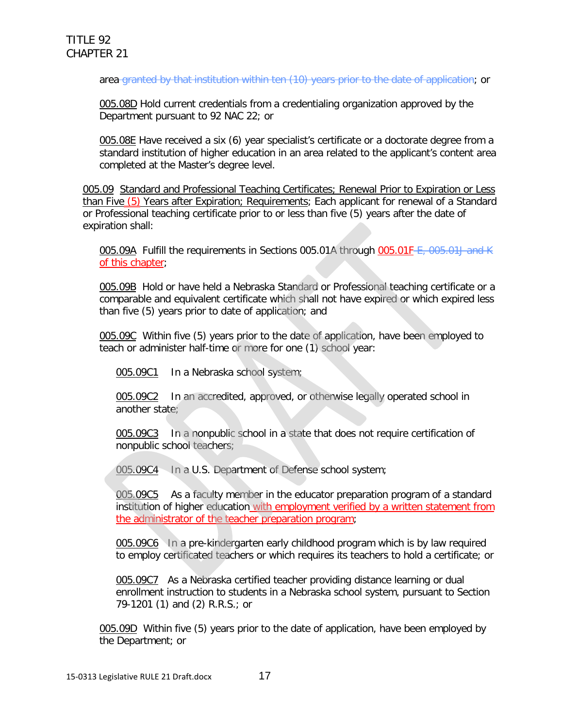area ~~granted by that institution within ten (10) years prior to the date of application~~; or

005.08D Hold current credentials from a credentialing organization approved by the Department pursuant to 92 NAC 22; or

005.08E Have received a six (6) year specialist's certificate or a doctorate degree from a standard institution of higher education in an area related to the applicant's content area completed at the Master's degree level.

005.09 Standard and Professional Teaching Certificates; Renewal Prior to Expiration or Less than Five (5) Years after Expiration; Requirements; Each applicant for renewal of a Standard or Professional teaching certificate prior to or less than five (5) years after the date of expiration shall:

005.09A Fulfill the requirements in Sections 005.01A through 005.01F ~~E, 005.01J and K~~ of this chapter;

005.09B Hold or have held a Nebraska Standard or Professional teaching certificate or a comparable and equivalent certificate which shall not have expired or which expired less than five (5) years prior to date of application; and

005.09C Within five (5) years prior to the date of application, have been employed to teach or administer half-time or more for one (1) school year:

005.09C1 In a Nebraska school system;

005.09C2 In an accredited, approved, or otherwise legally operated school in another state;

005.09C3 In a nonpublic school in a state that does not require certification of nonpublic school teachers;

005.09C4 In a U.S. Department of Defense school system;

005.09C5 As a faculty member in the educator preparation program of a standard institution of higher education with employment verified by a written statement from the administrator of the teacher preparation program;

005.09C6 In a pre-kindergarten early childhood program which is by law required to employ certificated teachers or which requires its teachers to hold a certificate; or

005.09C7 As a Nebraska certified teacher providing distance learning or dual enrollment instruction to students in a Nebraska school system, pursuant to Section 79-1201 (1) and (2) R.R.S.; or

005.09D Within five (5) years prior to the date of application, have been employed by the Department; or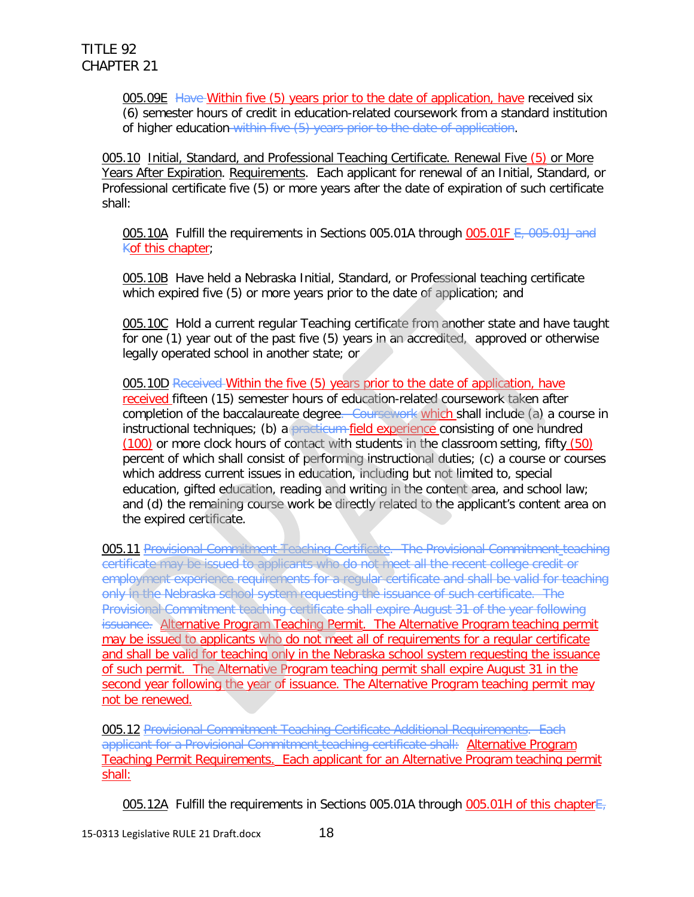005.09E ~~Have~~ Within five (5) years prior to the date of application, have received six (6) semester hours of credit in education-related coursework from a standard institution of higher education ~~within five (5) years prior to the date of application~~.

005.10 Initial, Standard, and Professional Teaching Certificate. Renewal Five (5) or More Years After Expiration. Requirements. Each applicant for renewal of an Initial, Standard, or Professional certificate five (5) or more years after the date of expiration of such certificate shall:

005.10A Fulfill the requirements in Sections 005.01A through 005.01F ~~E, 005.01J and K~~ of this chapter;

005.10B Have held a Nebraska Initial, Standard, or Professional teaching certificate which expired five (5) or more years prior to the date of application; and

005.10C Hold a current regular Teaching certificate from another state and have taught for one (1) year out of the past five (5) years in an accredited, approved or otherwise legally operated school in another state; or

005.10D ~~Received~~ Within the five (5) years prior to the date of application, have received fifteen (15) semester hours of education-related coursework taken after completion of the baccalaureate degree~~. Coursework~~ which shall include (a) a course in instructional techniques; (b) a ~~practicum~~ field experience consisting of one hundred (100) or more clock hours of contact with students in the classroom setting, fifty (50) percent of which shall consist of performing instructional duties; (c) a course or courses which address current issues in education, including but not limited to, special education, gifted education, reading and writing in the content area, and school law; and (d) the remaining course work be directly related to the applicant's content area on the expired certificate.

005.11 ~~Provisional Commitment Teaching Certificate. The Provisional Commitment teaching certificate may be issued to applicants who do not meet all the recent college credit or employment experience requirements for a regular certificate and shall be valid for teaching only in the Nebraska school system requesting the issuance of such certificate. The Provisional Commitment teaching certificate shall expire August 31 of the year following issuance.~~ Alternative Program Teaching Permit. The Alternative Program teaching permit may be issued to applicants who do not meet all of requirements for a regular certificate and shall be valid for teaching only in the Nebraska school system requesting the issuance of such permit. The Alternative Program teaching permit shall expire August 31 in the second year following the year of issuance. The Alternative Program teaching permit may not be renewed.

005.12 ~~Provisional Commitment Teaching Certificate Additional Requirements. Each applicant for a Provisional Commitment teaching certificate shall:~~ Alternative Program Teaching Permit Requirements. Each applicant for an Alternative Program teaching permit shall:

005.12A Fulfill the requirements in Sections 005.01A through 005.01H of this chapter~~E,~~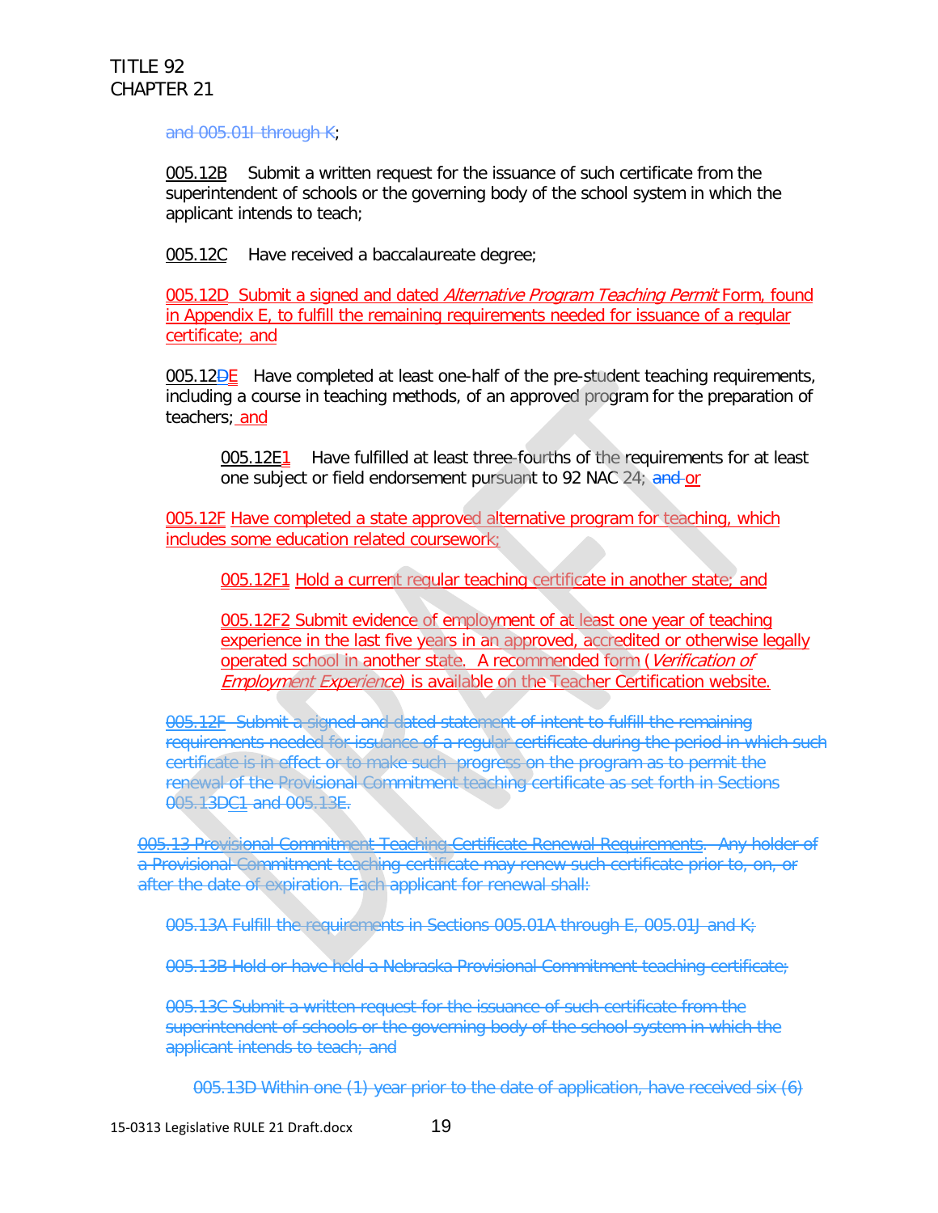and 005.01I through K;

005.12B Submit a written request for the issuance of such certificate from the superintendent of schools or the governing body of the school system in which the applicant intends to teach;

005.12C Have received a baccalaureate degree;

005.12D Submit a signed and dated *Alternative Program Teaching Permit* Form, found in Appendix E, to fulfill the remaining requirements needed for issuance of a regular certificate; and

005.12DE Have completed at least one-half of the pre-student teaching requirements, including a course in teaching methods, of an approved program for the preparation of teachers; and

005.12E1 Have fulfilled at least three-fourths of the requirements for at least one subject or field endorsement pursuant to 92 NAC 24; and or

005.12F Have completed a state approved alternative program for teaching, which includes some education related coursework;

005.12F1 Hold a current regular teaching certificate in another state; and

005.12F2 Submit evidence of employment of at least one year of teaching experience in the last five years in an approved, accredited or otherwise legally operated school in another state. A recommended form (*Verification of Employment Experience*) is available on the Teacher Certification website.

005.12F Submit a signed and dated statement of intent to fulfill the remaining requirements needed for issuance of a regular certificate during the period in which such certificate is in effect or to make such progress on the program as to permit the renewal of the Provisional Commitment teaching certificate as set forth in Sections 005.13DC1 and 005.13E.

005.13 Provisional Commitment Teaching Certificate Renewal Requirements. Any holder of a Provisional Commitment teaching certificate may renew such certificate prior to, on, or after the date of expiration. Each applicant for renewal shall:

005.13A Fulfill the requirements in Sections 005.01A through E, 005.01J and K;

005.13B Hold or have held a Nebraska Provisional Commitment teaching certificate;

005.13C Submit a written request for the issuance of such certificate from the superintendent of schools or the governing body of the school system in which the applicant intends to teach; and

005.13D Within one (1) year prior to the date of application, have received six (6)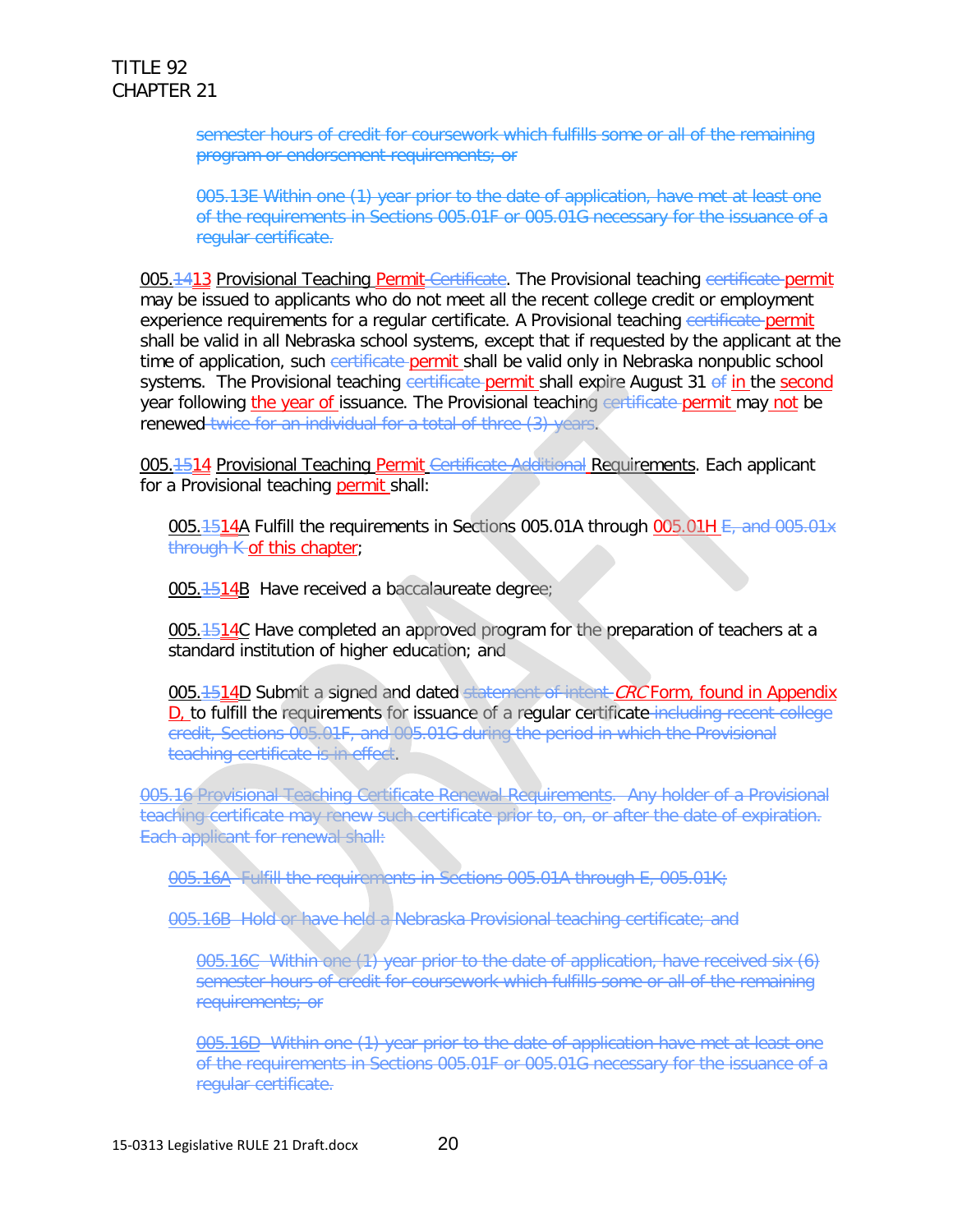~~semester hours of credit for coursework which fulfills some or all of the remaining program or endorsement requirements; or~~

~~005.13E Within one (1) year prior to the date of application, have met at least one of the requirements in Sections 005.01F or 005.01G necessary for the issuance of a regular certificate.~~

005.~~14~~13 Provisional Teaching Permit ~~Certificate~~. The Provisional teaching ~~certificate~~ permit may be issued to applicants who do not meet all the recent college credit or employment experience requirements for a regular certificate. A Provisional teaching ~~certificate~~ permit shall be valid in all Nebraska school systems, except that if requested by the applicant at the time of application, such ~~certificate~~ permit shall be valid only in Nebraska nonpublic school systems. The Provisional teaching ~~certificate~~ permit shall expire August 31 ~~of~~ in the second year following the year of issuance. The Provisional teaching ~~certificate~~ permit may not be renewed ~~twice for an individual for a total of three (3) years~~.

005.~~15~~14 Provisional Teaching Permit ~~Certificate Additional~~ Requirements. Each applicant for a Provisional teaching permit shall:

005.~~15~~14A Fulfill the requirements in Sections 005.01A through 005.01H ~~E, and 005.01x through K~~ of this chapter;

005.~~15~~14B Have received a baccalaureate degree;

005.~~15~~14C Have completed an approved program for the preparation of teachers at a standard institution of higher education; and

005.~~15~~14D Submit a signed and dated ~~statement of intent~~ *CRC* Form, found in Appendix D, to fulfill the requirements for issuance of a regular certificate ~~including recent college credit, Sections 005.01F, and 005.01G during the period in which the Provisional teaching certificate is in effect~~.

~~005.16 Provisional Teaching Certificate Renewal Requirements. Any holder of a Provisional teaching certificate may renew such certificate prior to, on, or after the date of expiration. Each applicant for renewal shall:~~

~~005.16A Fulfill the requirements in Sections 005.01A through E, 005.01K;~~

~~005.16B Hold or have held a Nebraska Provisional teaching certificate; and~~

~~005.16C Within one (1) year prior to the date of application, have received six (6) semester hours of credit for coursework which fulfills some or all of the remaining requirements; or~~

~~005.16D Within one (1) year prior to the date of application have met at least one of the requirements in Sections 005.01F or 005.01G necessary for the issuance of a regular certificate.~~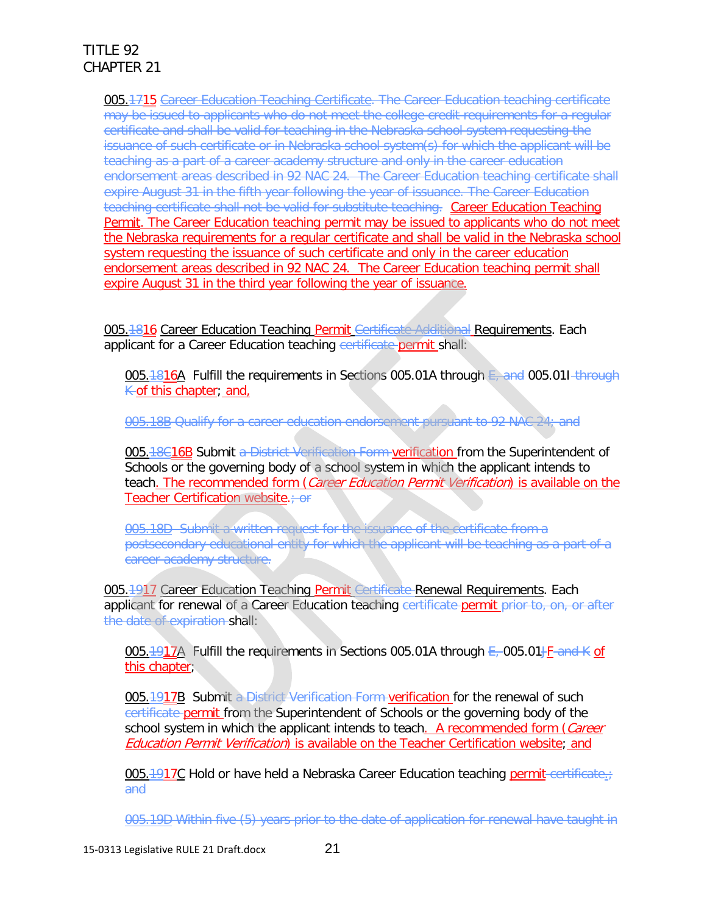TITLE 92
CHAPTER 21

005.~~17~~15 ~~Career Education Teaching Certificate. The Career Education teaching certificate may be issued to applicants who do not meet the college credit requirements for a regular certificate and shall be valid for teaching in the Nebraska school system requesting the issuance of such certificate or in Nebraska school system(s) for which the applicant will be teaching as a part of a career academy structure and only in the career education endorsement areas described in 92 NAC 24. The Career Education teaching certificate shall expire August 31 in the fifth year following the year of issuance. The Career Education teaching certificate shall not be valid for substitute teaching.~~ Career Education Teaching Permit. The Career Education teaching permit may be issued to applicants who do not meet the Nebraska requirements for a regular certificate and shall be valid in the Nebraska school system requesting the issuance of such certificate and only in the career education endorsement areas described in 92 NAC 24. The Career Education teaching permit shall expire August 31 in the third year following the year of issuance.

005.~~18~~16 Career Education Teaching Permit ~~Certificate Additional~~ Requirements. Each applicant for a Career Education teaching ~~certificate~~ permit shall:

005.~~18~~16A Fulfill the requirements in Sections 005.01A through ~~E, and~~ 005.01I ~~through K~~ of this chapter; and,

~~005.18B Qualify for a career education endorsement pursuant to 92 NAC 24; and~~

005.~~18C~~16B Submit ~~a District Verification Form~~ verification from the Superintendent of Schools or the governing body of a school system in which the applicant intends to teach. The recommended form (*Career Education Permit Verification*) is available on the Teacher Certification website.~~; or~~

~~005.18D Submit a written request for the issuance of the certificate from a postsecondary educational entity for which the applicant will be teaching as a part of a career academy structure.~~

005.~~19~~17 Career Education Teaching Permit ~~Certificate~~ Renewal Requirements. Each applicant for renewal of a Career Education teaching ~~certificate~~ permit ~~prior to, on, or after the date of expiration~~ shall:

005.~~19~~17A Fulfill the requirements in Sections 005.01A through ~~E,~~ 005.01~~J~~ F ~~and K~~ of this chapter;

005.~~19~~17B Submit ~~a District Verification Form~~ verification for the renewal of such ~~certificate~~ permit from the Superintendent of Schools or the governing body of the school system in which the applicant intends to teach. A recommended form (*Career Education Permit Verification*) is available on the Teacher Certification website; and

005.~~19~~17C Hold or have held a Nebraska Career Education teaching permit ~~certificate,~~; ~~and~~

~~005.19D Within five (5) years prior to the date of application for renewal have taught in~~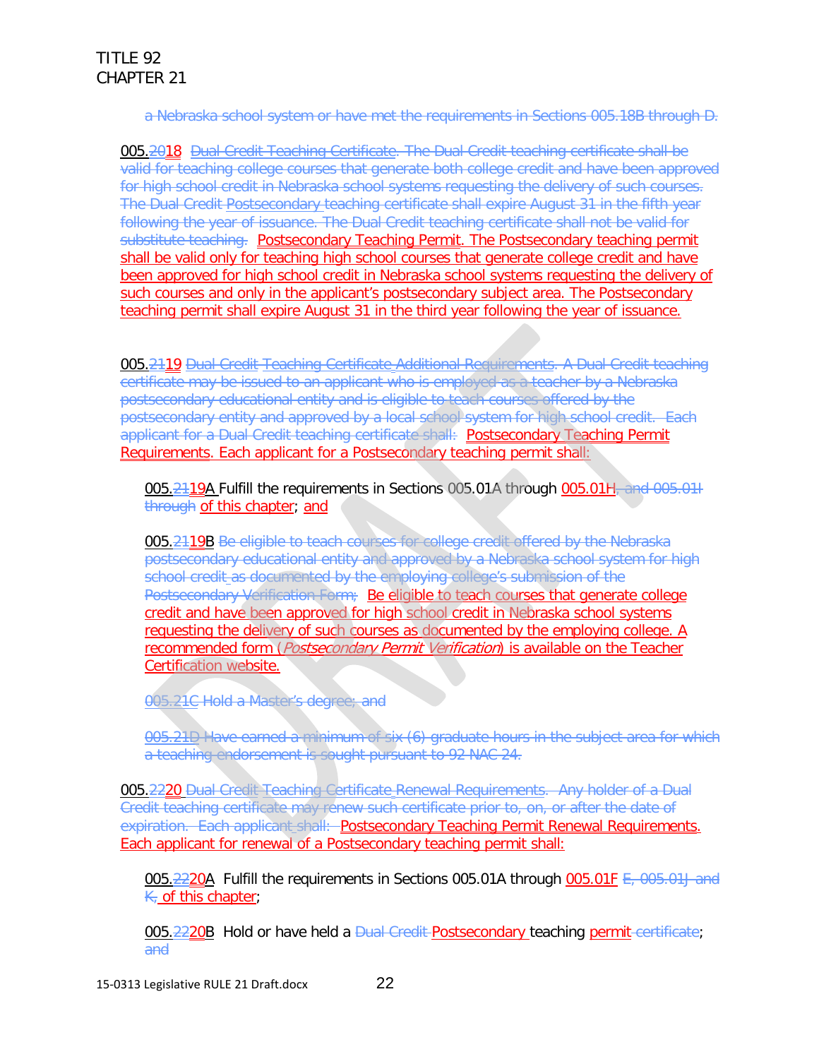~~a Nebraska school system or have met the requirements in Sections 005.18B through D.~~

005.~~20~~18 ~~Dual Credit Teaching Certificate. The Dual Credit teaching certificate shall be valid for teaching college courses that generate both college credit and have been approved for high school credit in Nebraska school systems requesting the delivery of such courses. The Dual Credit Postsecondary teaching certificate shall expire August 31 in the fifth year following the year of issuance. The Dual Credit teaching certificate shall not be valid for substitute teaching.~~ Postsecondary Teaching Permit. The Postsecondary teaching permit shall be valid only for teaching high school courses that generate college credit and have been approved for high school credit in Nebraska school systems requesting the delivery of such courses and only in the applicant's postsecondary subject area. The Postsecondary teaching permit shall expire August 31 in the third year following the year of issuance.

005.~~21~~19 ~~Dual Credit Teaching Certificate Additional Requirements. A Dual Credit teaching certificate may be issued to an applicant who is employed as a teacher by a Nebraska postsecondary educational entity and is eligible to teach courses offered by the postsecondary entity and approved by a local school system for high school credit. Each applicant for a Dual Credit teaching certificate shall:~~ Postsecondary Teaching Permit Requirements. Each applicant for a Postsecondary teaching permit shall:

> 005.~~21~~19A Fulfill the requirements in Sections 005.01A through 005.01H~~, and 005.01I through~~ of this chapter; and
>
> 005.~~21~~19B ~~Be eligible to teach courses for college credit offered by the Nebraska postsecondary educational entity and approved by a Nebraska school system for high school credit as documented by the employing college's submission of the Postsecondary Verification Form;~~ Be eligible to teach courses that generate college credit and have been approved for high school credit in Nebraska school systems requesting the delivery of such courses as documented by the employing college. A recommended form (*Postsecondary Permit Verification*) is available on the Teacher Certification website.
>
> ~~005.21C Hold a Master's degree; and~~
>
> ~~005.21D Have earned a minimum of six (6) graduate hours in the subject area for which a teaching endorsement is sought pursuant to 92 NAC 24.~~

005.~~22~~20 ~~Dual Credit Teaching Certificate Renewal Requirements. Any holder of a Dual Credit teaching certificate may renew such certificate prior to, on, or after the date of expiration. Each applicant shall:~~ Postsecondary Teaching Permit Renewal Requirements. Each applicant for renewal of a Postsecondary teaching permit shall:

> 005.~~22~~20A Fulfill the requirements in Sections 005.01A through 005.01F ~~E, 005.01J and K,~~ of this chapter;
>
> 005.~~22~~20B Hold or have held a ~~Dual Credit~~ Postsecondary teaching permit ~~certificate~~; ~~and~~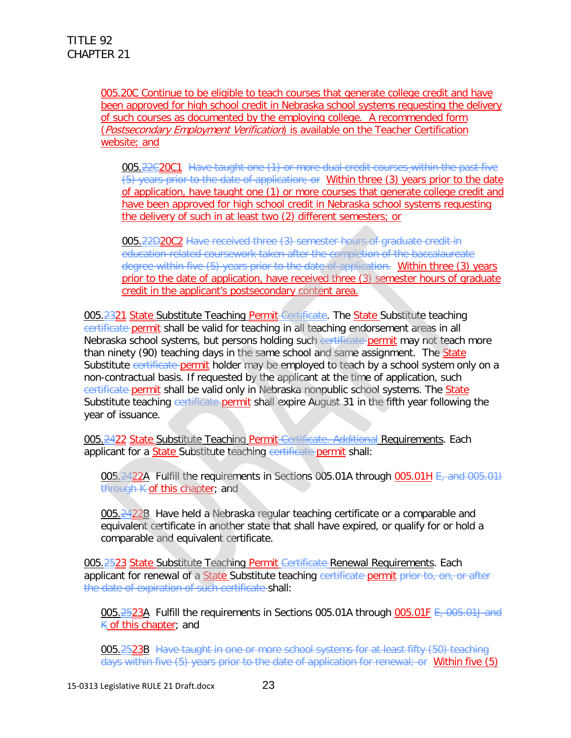005.20C Continue to be eligible to teach courses that generate college credit and have been approved for high school credit in Nebraska school systems requesting the delivery of such courses as documented by the employing college. A recommended form (*Postsecondary Employment Verification*) is available on the Teacher Certification website; and

005.~~22C~~20C1 ~~Have taught one (1) or more dual credit courses within the past five (5) years prior to the date of application; or~~ Within three (3) years prior to the date of application, have taught one (1) or more courses that generate college credit and have been approved for high school credit in Nebraska school systems requesting the delivery of such in at least two (2) different semesters; or

005.~~22D~~20C2 ~~Have received three (3) semester hours of graduate credit in education-related coursework taken after the completion of the baccalaureate degree within five (5) years prior to the date of application.~~ Within three (3) years prior to the date of application, have received three (3) semester hours of graduate credit in the applicant's postsecondary content area.

005.~~23~~21 State Substitute Teaching Permit ~~Certificate~~. The State Substitute teaching ~~certificate~~ permit shall be valid for teaching in all teaching endorsement areas in all Nebraska school systems, but persons holding such ~~certificate~~ permit may not teach more than ninety (90) teaching days in the same school and same assignment. The State Substitute ~~certificate~~ permit holder may be employed to teach by a school system only on a non-contractual basis. If requested by the applicant at the time of application, such ~~certificate~~ permit shall be valid only in Nebraska nonpublic school systems. The State Substitute teaching ~~certificate~~ permit shall expire August 31 in the fifth year following the year of issuance.

005.~~24~~22 State Substitute Teaching Permit ~~Certificate. Additional~~ Requirements. Each applicant for a State Substitute teaching ~~certificate~~ permit shall:

005.~~24~~22A Fulfill the requirements in Sections 005.01A through 005.01H ~~E, and 005.01I through K~~ of this chapter; and

005.~~24~~22B Have held a Nebraska regular teaching certificate or a comparable and equivalent certificate in another state that shall have expired, or qualify for or hold a comparable and equivalent certificate.

005.~~25~~23 State Substitute Teaching Permit ~~Certificate~~ Renewal Requirements. Each applicant for renewal of a State Substitute teaching ~~certificate~~ permit ~~prior to, on, or after the date of expiration of such certificate~~ shall:

005.~~25~~23A Fulfill the requirements in Sections 005.01A through 005.01F ~~E, 005.01J and K~~ of this chapter; and

005.~~25~~23B ~~Have taught in one or more school systems for at least fifty (50) teaching days within five (5) years prior to the date of application for renewal; or~~ Within five (5)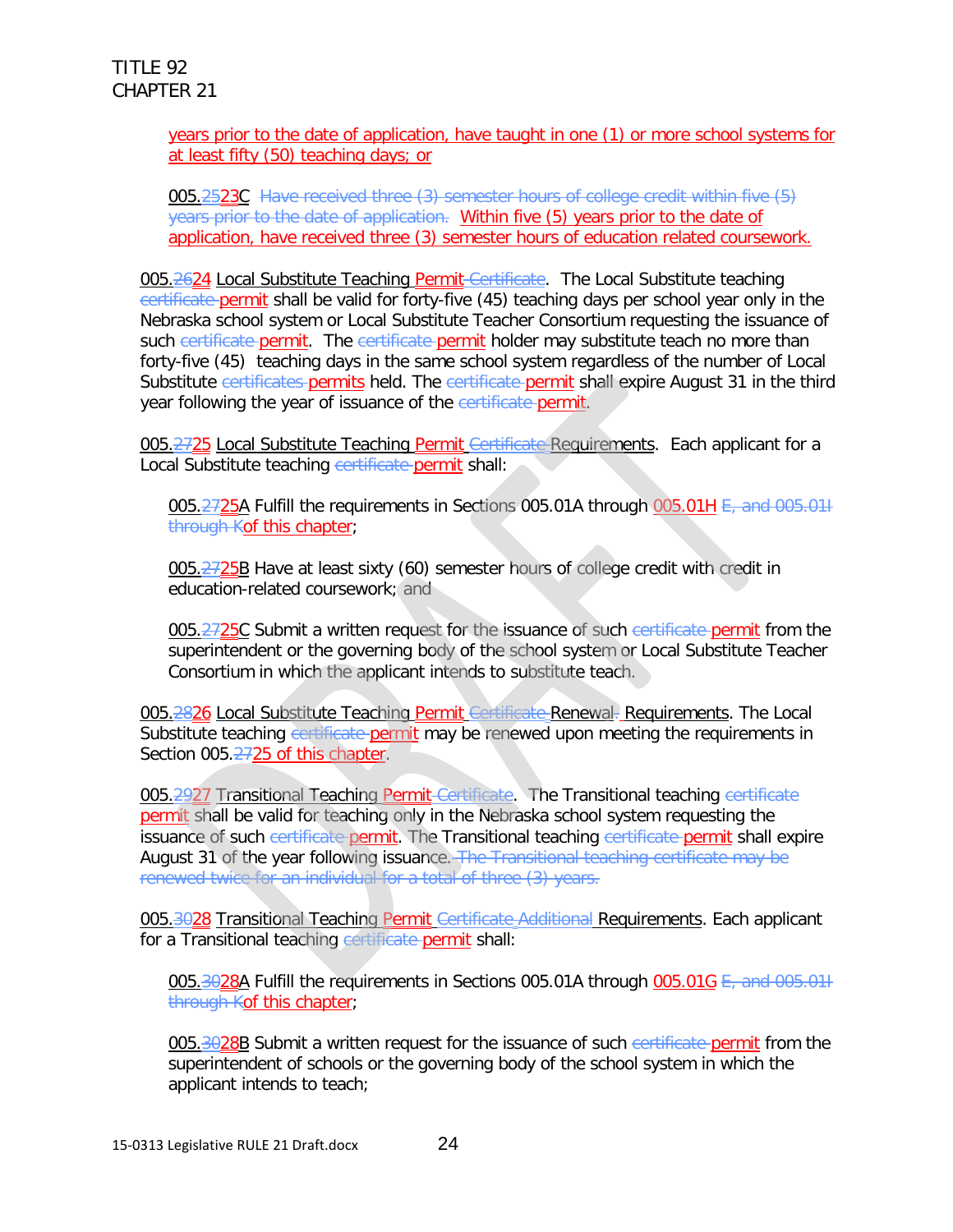years prior to the date of application, have taught in one (1) or more school systems for at least fifty (50) teaching days; or

005.~~25~~23C ~~Have received three (3) semester hours of college credit within five (5) years prior to the date of application.~~ Within five (5) years prior to the date of application, have received three (3) semester hours of education related coursework.

005.~~26~~24 Local Substitute Teaching Permit ~~Certificate~~. The Local Substitute teaching ~~certificate~~ permit shall be valid for forty-five (45) teaching days per school year only in the Nebraska school system or Local Substitute Teacher Consortium requesting the issuance of such ~~certificate~~ permit. The ~~certificate~~ permit holder may substitute teach no more than forty-five (45) teaching days in the same school system regardless of the number of Local Substitute ~~certificates~~ permits held. The ~~certificate~~ permit shall expire August 31 in the third year following the year of issuance of the ~~certificate~~ permit.

005.~~27~~25 Local Substitute Teaching Permit ~~Certificate~~ Requirements. Each applicant for a Local Substitute teaching ~~certificate~~ permit shall:

005.~~27~~25A Fulfill the requirements in Sections 005.01A through 005.01H ~~E, and 005.01I through K~~ of this chapter;

005.~~27~~25B Have at least sixty (60) semester hours of college credit with credit in education-related coursework; and

005.~~27~~25C Submit a written request for the issuance of such ~~certificate~~ permit from the superintendent or the governing body of the school system or Local Substitute Teacher Consortium in which the applicant intends to substitute teach.

005.~~28~~26 Local Substitute Teaching Permit ~~Certificate~~ Renewal~~.~~ Requirements. The Local Substitute teaching ~~certificate~~ permit may be renewed upon meeting the requirements in Section 005.~~27~~25 of this chapter.

005.~~29~~27 Transitional Teaching Permit ~~Certificate~~. The Transitional teaching ~~certificate~~ permit shall be valid for teaching only in the Nebraska school system requesting the issuance of such ~~certificate~~ permit. The Transitional teaching ~~certificate~~ permit shall expire August 31 of the year following issuance. ~~The Transitional teaching certificate may be renewed twice for an individual for a total of three (3) years.~~

005.~~30~~28 Transitional Teaching Permit ~~Certificate Additional~~ Requirements. Each applicant for a Transitional teaching ~~certificate~~ permit shall:

005.~~30~~28A Fulfill the requirements in Sections 005.01A through 005.01G ~~E, and 005.01I through K~~ of this chapter;

005.~~30~~28B Submit a written request for the issuance of such ~~certificate~~ permit from the superintendent of schools or the governing body of the school system in which the applicant intends to teach;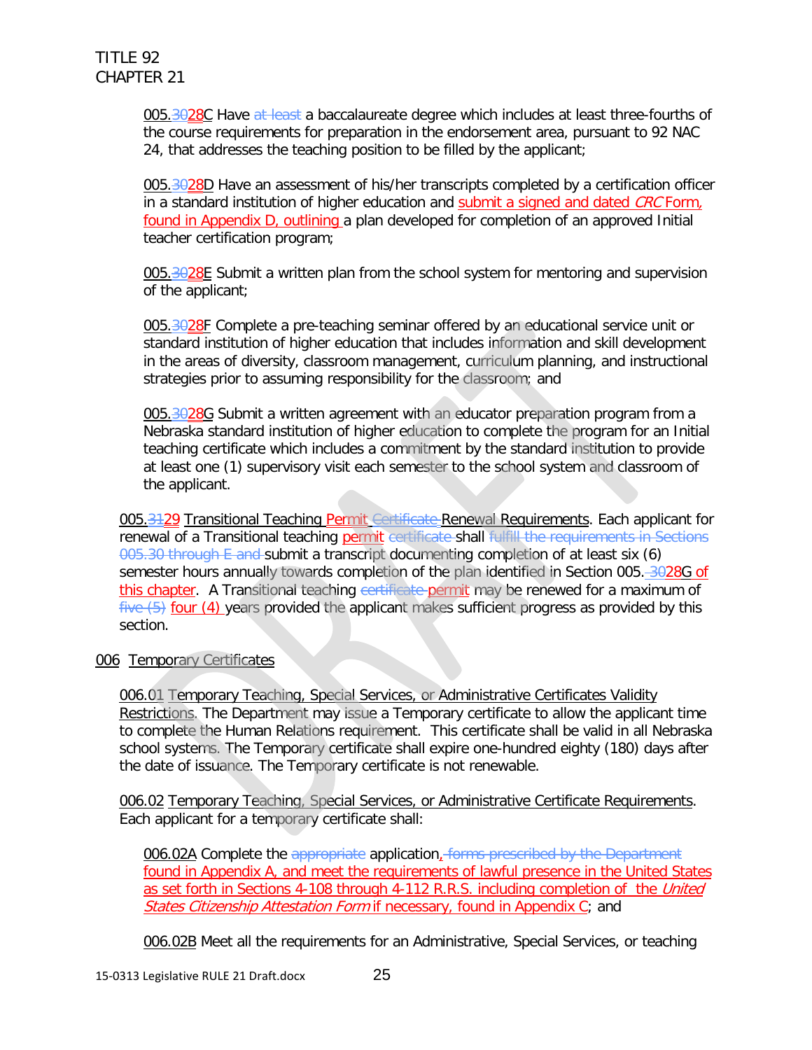TITLE 92
CHAPTER 21

005.3028C Have at least a baccalaureate degree which includes at least three-fourths of the course requirements for preparation in the endorsement area, pursuant to 92 NAC 24, that addresses the teaching position to be filled by the applicant;

005.3028D Have an assessment of his/her transcripts completed by a certification officer in a standard institution of higher education and submit a signed and dated *CRC* Form, found in Appendix D, outlining a plan developed for completion of an approved Initial teacher certification program;

005.3028E Submit a written plan from the school system for mentoring and supervision of the applicant;

005.3028F Complete a pre-teaching seminar offered by an educational service unit or standard institution of higher education that includes information and skill development in the areas of diversity, classroom management, curriculum planning, and instructional strategies prior to assuming responsibility for the classroom; and

005.3028G Submit a written agreement with an educator preparation program from a Nebraska standard institution of higher education to complete the program for an Initial teaching certificate which includes a commitment by the standard institution to provide at least one (1) supervisory visit each semester to the school system and classroom of the applicant.

005.3129 Transitional Teaching Permit Certificate Renewal Requirements. Each applicant for renewal of a Transitional teaching permit certificate shall fulfill the requirements in Sections 005.30 through E and submit a transcript documenting completion of at least six (6) semester hours annually towards completion of the plan identified in Section 005. 3028G of this chapter. A Transitional teaching certificate permit may be renewed for a maximum of five (5) four (4) years provided the applicant makes sufficient progress as provided by this section.

006 Temporary Certificates

006.01 Temporary Teaching, Special Services, or Administrative Certificates Validity Restrictions. The Department may issue a Temporary certificate to allow the applicant time to complete the Human Relations requirement. This certificate shall be valid in all Nebraska school systems. The Temporary certificate shall expire one-hundred eighty (180) days after the date of issuance. The Temporary certificate is not renewable.

006.02 Temporary Teaching, Special Services, or Administrative Certificate Requirements. Each applicant for a temporary certificate shall:

006.02A Complete the appropriate application, forms prescribed by the Department found in Appendix A, and meet the requirements of lawful presence in the United States as set forth in Sections 4-108 through 4-112 R.R.S. including completion of the *United States Citizenship Attestation Form* if necessary, found in Appendix C; and

006.02B Meet all the requirements for an Administrative, Special Services, or teaching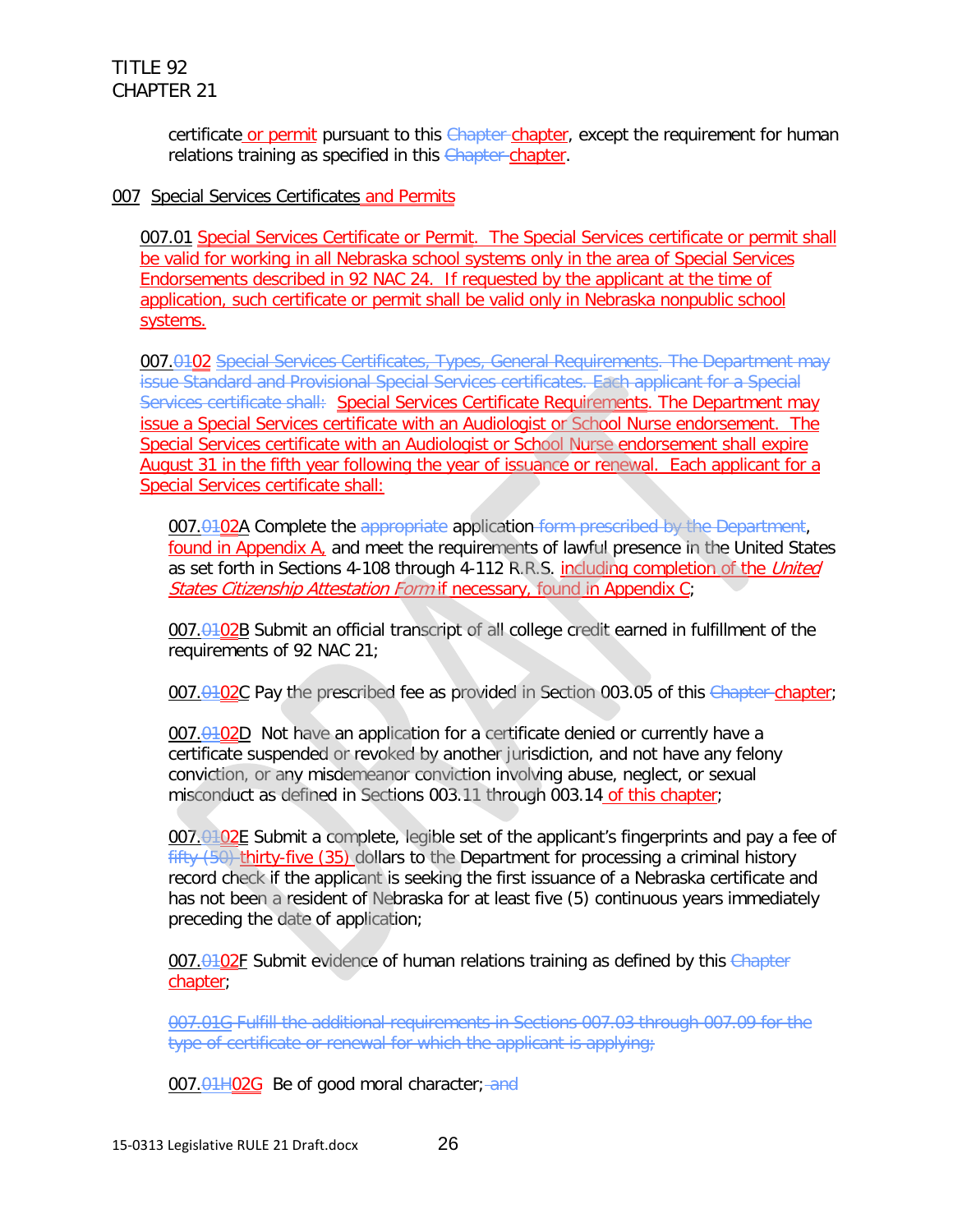certificate or permit pursuant to this ~~Chapter~~ chapter, except the requirement for human relations training as specified in this ~~Chapter~~ chapter.

007 Special Services Certificates and Permits

007.01 Special Services Certificate or Permit. The Special Services certificate or permit shall be valid for working in all Nebraska school systems only in the area of Special Services Endorsements described in 92 NAC 24. If requested by the applicant at the time of application, such certificate or permit shall be valid only in Nebraska nonpublic school systems.

007.~~01~~02 ~~Special Services Certificates, Types, General Requirements. The Department may issue Standard and Provisional Special Services certificates. Each applicant for a Special Services certificate shall:~~ Special Services Certificate Requirements. The Department may issue a Special Services certificate with an Audiologist or School Nurse endorsement. The Special Services certificate with an Audiologist or School Nurse endorsement shall expire August 31 in the fifth year following the year of issuance or renewal. Each applicant for a Special Services certificate shall:

007.~~01~~02A Complete the ~~appropriate~~ application ~~form prescribed by the Department~~, found in Appendix A, and meet the requirements of lawful presence in the United States as set forth in Sections 4-108 through 4-112 R.R.S. including completion of the *United States Citizenship Attestation Form* if necessary, found in Appendix C;

007.~~01~~02B Submit an official transcript of all college credit earned in fulfillment of the requirements of 92 NAC 21;

007.~~01~~02C Pay the prescribed fee as provided in Section 003.05 of this ~~Chapter~~ chapter;

007.~~01~~02D Not have an application for a certificate denied or currently have a certificate suspended or revoked by another jurisdiction, and not have any felony conviction, or any misdemeanor conviction involving abuse, neglect, or sexual misconduct as defined in Sections 003.11 through 003.14 of this chapter;

007.~~01~~02E Submit a complete, legible set of the applicant's fingerprints and pay a fee of ~~fifty (50)~~ thirty-five (35) dollars to the Department for processing a criminal history record check if the applicant is seeking the first issuance of a Nebraska certificate and has not been a resident of Nebraska for at least five (5) continuous years immediately preceding the date of application;

007.~~01~~02F Submit evidence of human relations training as defined by this ~~Chapter~~ chapter;

~~007.01G Fulfill the additional requirements in Sections 007.03 through 007.09 for the type of certificate or renewal for which the applicant is applying;~~

007.~~01H~~02G Be of good moral character; ~~and~~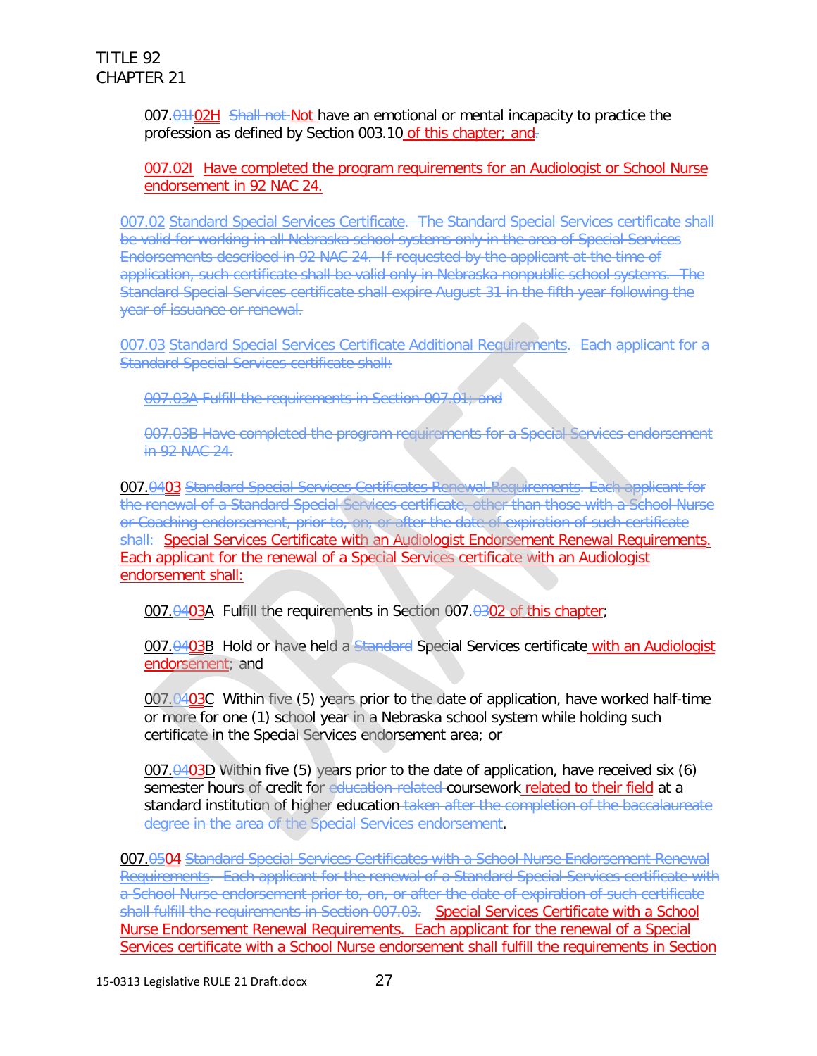TITLE 92
CHAPTER 21

007.~~01I~~02H ~~Shall not~~ Not have an emotional or mental incapacity to practice the profession as defined by Section 003.10 of this chapter; and~~.~~

007.02I Have completed the program requirements for an Audiologist or School Nurse endorsement in 92 NAC 24.

~~007.02 Standard Special Services Certificate. The Standard Special Services certificate shall be valid for working in all Nebraska school systems only in the area of Special Services Endorsements described in 92 NAC 24. If requested by the applicant at the time of application, such certificate shall be valid only in Nebraska nonpublic school systems. The Standard Special Services certificate shall expire August 31 in the fifth year following the year of issuance or renewal.~~

~~007.03 Standard Special Services Certificate Additional Requirements. Each applicant for a Standard Special Services certificate shall:~~

~~007.03A Fulfill the requirements in Section 007.01; and~~

~~007.03B Have completed the program requirements for a Special Services endorsement in 92 NAC 24.~~

007.~~04~~03 ~~Standard Special Services Certificates Renewal Requirements. Each applicant for the renewal of a Standard Special Services certificate, other than those with a School Nurse or Coaching endorsement, prior to, on, or after the date of expiration of such certificate shall:~~ Special Services Certificate with an Audiologist Endorsement Renewal Requirements. Each applicant for the renewal of a Special Services certificate with an Audiologist endorsement shall:

007.~~04~~03A Fulfill the requirements in Section 007.~~03~~02 of this chapter;

007.~~04~~03B Hold or have held a ~~Standard~~ Special Services certificate with an Audiologist endorsement; and

007.~~04~~03C Within five (5) years prior to the date of application, have worked half-time or more for one (1) school year in a Nebraska school system while holding such certificate in the Special Services endorsement area; or

007.~~04~~03D Within five (5) years prior to the date of application, have received six (6) semester hours of credit for ~~education related~~ coursework related to their field at a standard institution of higher education ~~taken after the completion of the baccalaureate degree in the area of the Special Services endorsement~~.

007.~~05~~04 ~~Standard Special Services Certificates with a School Nurse Endorsement Renewal Requirements. Each applicant for the renewal of a Standard Special Services certificate with a School Nurse endorsement prior to, on, or after the date of expiration of such certificate shall fulfill the requirements in Section 007.03.~~ Special Services Certificate with a School Nurse Endorsement Renewal Requirements. Each applicant for the renewal of a Special Services certificate with a School Nurse endorsement shall fulfill the requirements in Section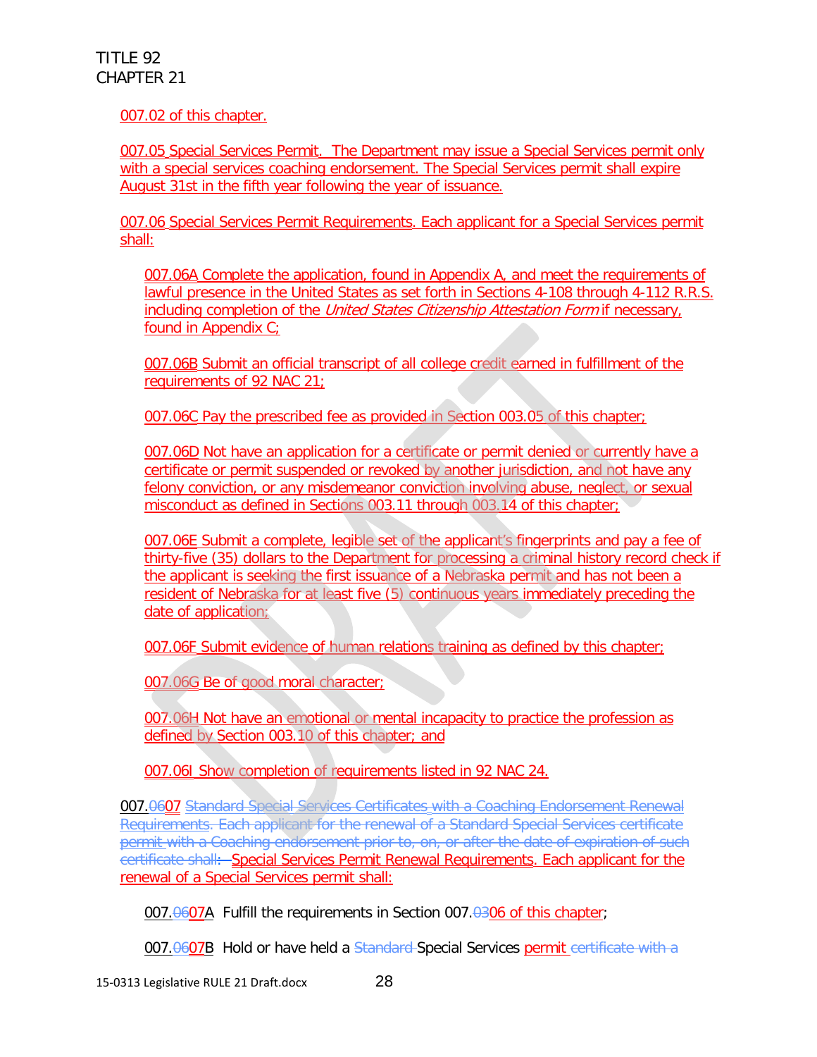007.02 of this chapter.

007.05 Special Services Permit. The Department may issue a Special Services permit only with a special services coaching endorsement. The Special Services permit shall expire August 31st in the fifth year following the year of issuance.

007.06 Special Services Permit Requirements. Each applicant for a Special Services permit shall:

007.06A Complete the application, found in Appendix A, and meet the requirements of lawful presence in the United States as set forth in Sections 4-108 through 4-112 R.R.S. including completion of the *United States Citizenship Attestation Form* if necessary, found in Appendix C;

007.06B Submit an official transcript of all college credit earned in fulfillment of the requirements of 92 NAC 21;

007.06C Pay the prescribed fee as provided in Section 003.05 of this chapter;

007.06D Not have an application for a certificate or permit denied or currently have a certificate or permit suspended or revoked by another jurisdiction, and not have any felony conviction, or any misdemeanor conviction involving abuse, neglect, or sexual misconduct as defined in Sections 003.11 through 003.14 of this chapter;

007.06E Submit a complete, legible set of the applicant's fingerprints and pay a fee of thirty-five (35) dollars to the Department for processing a criminal history record check if the applicant is seeking the first issuance of a Nebraska permit and has not been a resident of Nebraska for at least five (5) continuous years immediately preceding the date of application;

007.06F Submit evidence of human relations training as defined by this chapter;

007.06G Be of good moral character;

007.06H Not have an emotional or mental incapacity to practice the profession as defined by Section 003.10 of this chapter; and

007.06I Show completion of requirements listed in 92 NAC 24.

007.~~06~~07 ~~Standard Special Services Certificates with a Coaching Endorsement Renewal Requirements. Each applicant for the renewal of a Standard Special Services certificate permit with a Coaching endorsement prior to, on, or after the date of expiration of such certificate shall:~~ Special Services Permit Renewal Requirements. Each applicant for the renewal of a Special Services permit shall:

007.~~06~~07A Fulfill the requirements in Section 007.~~03~~06 of this chapter;

007.~~06~~07B Hold or have held a ~~Standard~~ Special Services permit ~~certificate with a~~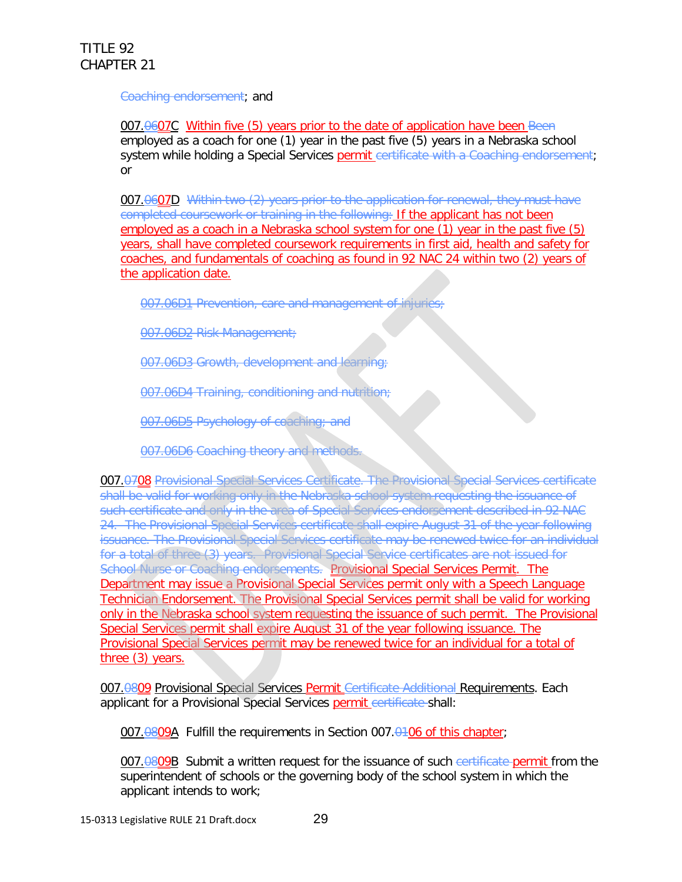Coaching endorsement; and

007.0607C Within five (5) years prior to the date of application have been Been employed as a coach for one (1) year in the past five (5) years in a Nebraska school system while holding a Special Services permit certificate with a Coaching endorsement; or

007.0607D Within two (2) years prior to the application for renewal, they must have completed coursework or training in the following: If the applicant has not been employed as a coach in a Nebraska school system for one (1) year in the past five (5) years, shall have completed coursework requirements in first aid, health and safety for coaches, and fundamentals of coaching as found in 92 NAC 24 within two (2) years of the application date.

007.06D1 Prevention, care and management of injuries;

007.06D2 Risk Management;

007.06D3 Growth, development and learning;

007.06D4 Training, conditioning and nutrition;

007.06D5 Psychology of coaching; and

007.06D6 Coaching theory and methods.

007.0708 Provisional Special Services Certificate. The Provisional Special Services certificate shall be valid for working only in the Nebraska school system requesting the issuance of such certificate and only in the area of Special Services endorsement described in 92 NAC 24. The Provisional Special Services certificate shall expire August 31 of the year following issuance. The Provisional Special Services certificate may be renewed twice for an individual for a total of three (3) years. Provisional Special Service certificates are not issued for School Nurse or Coaching endorsements. Provisional Special Services Permit. The Department may issue a Provisional Special Services permit only with a Speech Language Technician Endorsement. The Provisional Special Services permit shall be valid for working only in the Nebraska school system requesting the issuance of such permit. The Provisional Special Services permit shall expire August 31 of the year following issuance. The Provisional Special Services permit may be renewed twice for an individual for a total of three (3) years.

007.0809 Provisional Special Services Permit Certificate Additional Requirements. Each applicant for a Provisional Special Services permit certificate shall:

007.0809A Fulfill the requirements in Section 007.0106 of this chapter;

007.0809B Submit a written request for the issuance of such certificate permit from the superintendent of schools or the governing body of the school system in which the applicant intends to work;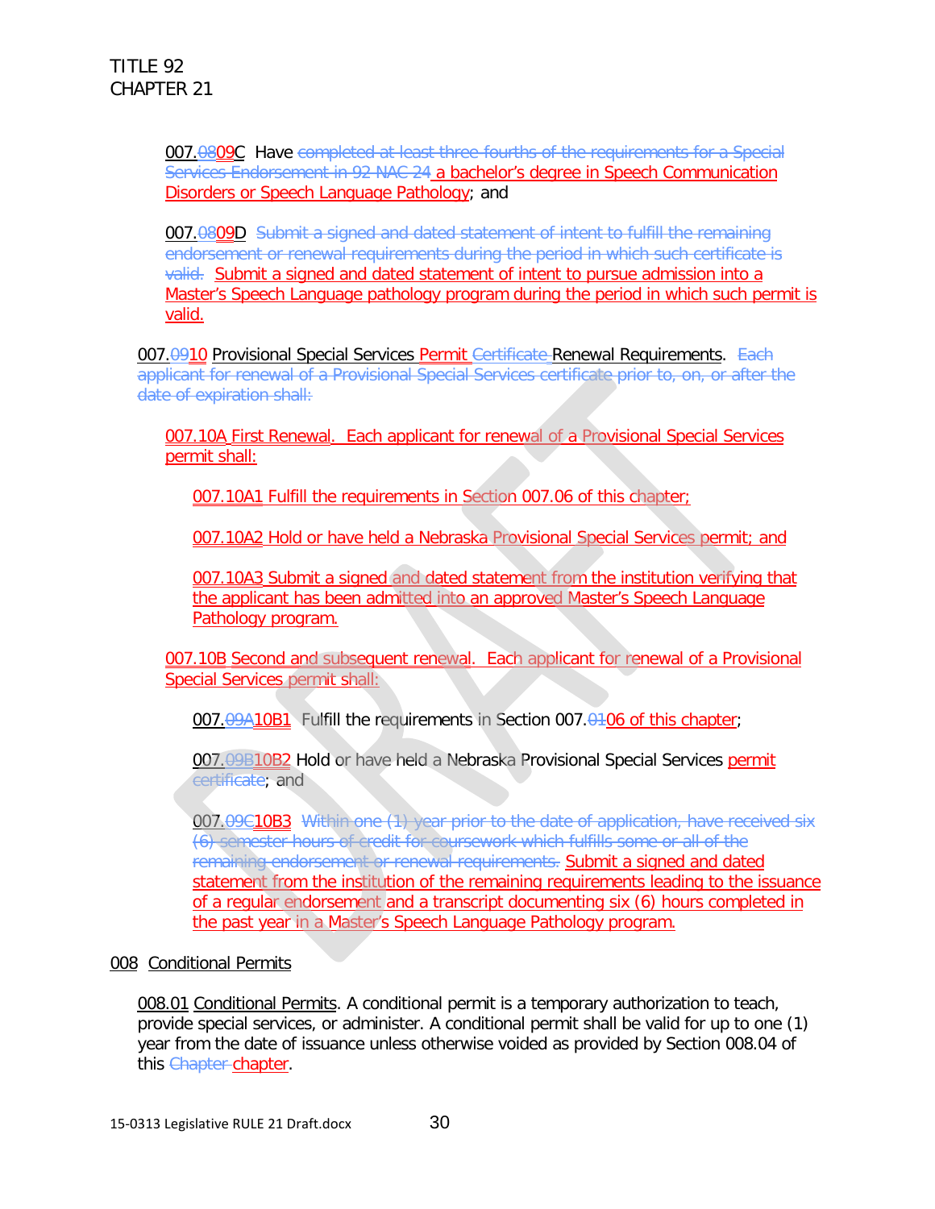007.0809C Have completed at least three-fourths of the requirements for a Special Services Endorsement in 92 NAC 24 a bachelor's degree in Speech Communication Disorders or Speech Language Pathology; and

007.0809D Submit a signed and dated statement of intent to fulfill the remaining endorsement or renewal requirements during the period in which such certificate is valid. Submit a signed and dated statement of intent to pursue admission into a Master's Speech Language pathology program during the period in which such permit is valid.

007.0910 Provisional Special Services Permit Certificate Renewal Requirements. Each applicant for renewal of a Provisional Special Services certificate prior to, on, or after the date of expiration shall:

007.10A First Renewal. Each applicant for renewal of a Provisional Special Services permit shall:

007.10A1 Fulfill the requirements in Section 007.06 of this chapter;

007.10A2 Hold or have held a Nebraska Provisional Special Services permit; and

007.10A3 Submit a signed and dated statement from the institution verifying that the applicant has been admitted into an approved Master's Speech Language Pathology program.

007.10B Second and subsequent renewal. Each applicant for renewal of a Provisional Special Services permit shall:

007.09A10B1 Fulfill the requirements in Section 007.0106 of this chapter;

007.09B10B2 Hold or have held a Nebraska Provisional Special Services permit certificate; and

007.09C10B3 Within one (1) year prior to the date of application, have received six (6) semester hours of credit for coursework which fulfills some or all of the remaining endorsement or renewal requirements. Submit a signed and dated statement from the institution of the remaining requirements leading to the issuance of a regular endorsement and a transcript documenting six (6) hours completed in the past year in a Master's Speech Language Pathology program.

008 Conditional Permits

008.01 Conditional Permits. A conditional permit is a temporary authorization to teach, provide special services, or administer. A conditional permit shall be valid for up to one (1) year from the date of issuance unless otherwise voided as provided by Section 008.04 of this Chapter chapter.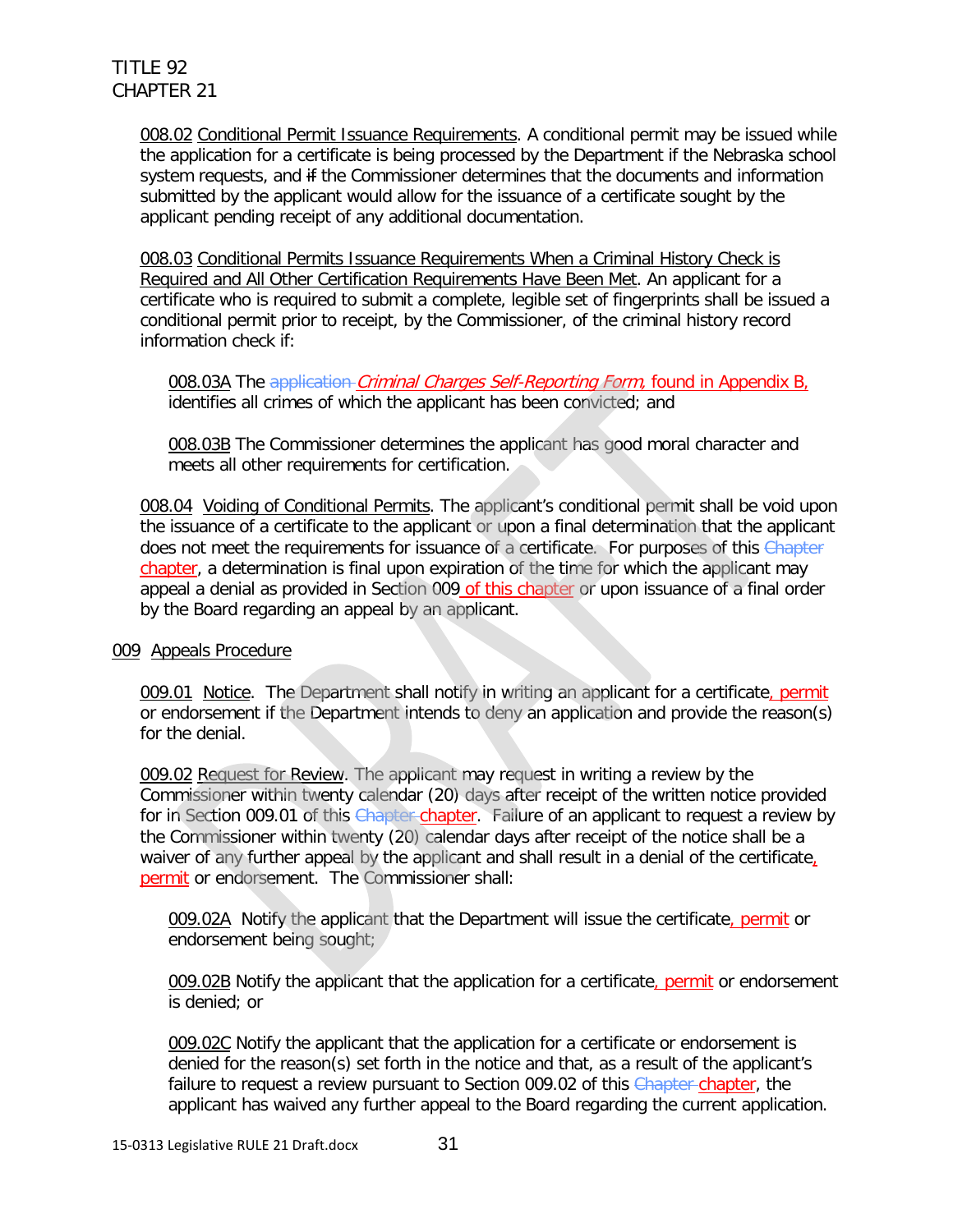TITLE 92
CHAPTER 21

008.02 Conditional Permit Issuance Requirements. A conditional permit may be issued while the application for a certificate is being processed by the Department if the Nebraska school system requests, and ~~if~~ the Commissioner determines that the documents and information submitted by the applicant would allow for the issuance of a certificate sought by the applicant pending receipt of any additional documentation.

008.03 Conditional Permits Issuance Requirements When a Criminal History Check is Required and All Other Certification Requirements Have Been Met. An applicant for a certificate who is required to submit a complete, legible set of fingerprints shall be issued a conditional permit prior to receipt, by the Commissioner, of the criminal history record information check if:

008.03A The ~~application~~ *Criminal Charges Self-Reporting Form*, found in Appendix B, identifies all crimes of which the applicant has been convicted; and

008.03B The Commissioner determines the applicant has good moral character and meets all other requirements for certification.

008.04 Voiding of Conditional Permits. The applicant's conditional permit shall be void upon the issuance of a certificate to the applicant or upon a final determination that the applicant does not meet the requirements for issuance of a certificate. For purposes of this ~~Chapter~~ chapter, a determination is final upon expiration of the time for which the applicant may appeal a denial as provided in Section 009 of this chapter or upon issuance of a final order by the Board regarding an appeal by an applicant.

009 Appeals Procedure

009.01 Notice. The Department shall notify in writing an applicant for a certificate, permit or endorsement if the Department intends to deny an application and provide the reason(s) for the denial.

009.02 Request for Review. The applicant may request in writing a review by the Commissioner within twenty calendar (20) days after receipt of the written notice provided for in Section 009.01 of this ~~Chapter~~ chapter. Failure of an applicant to request a review by the Commissioner within twenty (20) calendar days after receipt of the notice shall be a waiver of any further appeal by the applicant and shall result in a denial of the certificate, permit or endorsement. The Commissioner shall:

009.02A Notify the applicant that the Department will issue the certificate, permit or endorsement being sought;

009.02B Notify the applicant that the application for a certificate, permit or endorsement is denied; or

009.02C Notify the applicant that the application for a certificate or endorsement is denied for the reason(s) set forth in the notice and that, as a result of the applicant's failure to request a review pursuant to Section 009.02 of this ~~Chapter~~ chapter, the applicant has waived any further appeal to the Board regarding the current application.

15-0313 Legislative RULE 21 Draft.docx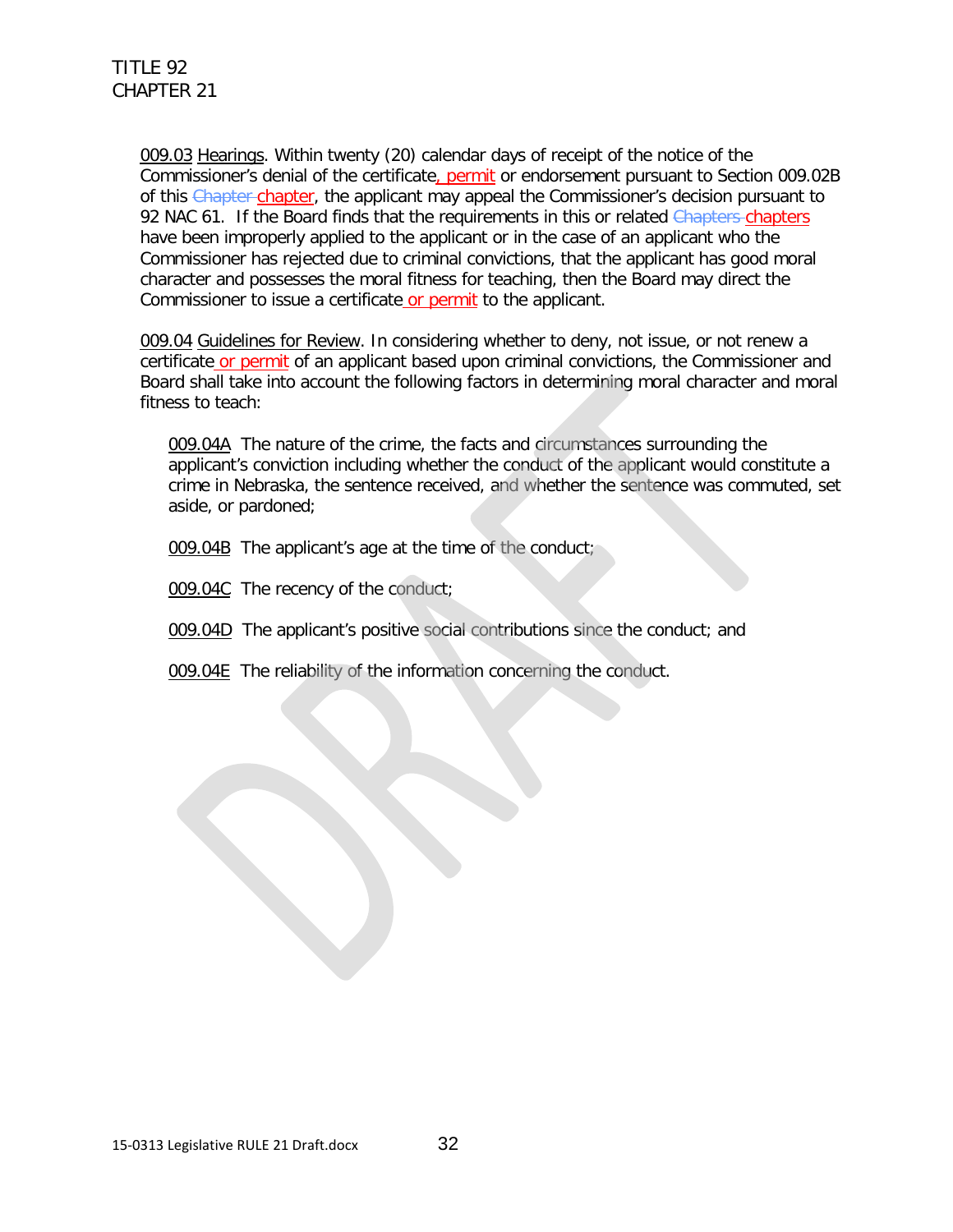009.03 Hearings. Within twenty (20) calendar days of receipt of the notice of the Commissioner's denial of the certificate, permit or endorsement pursuant to Section 009.02B of this ~~Chapter~~ chapter, the applicant may appeal the Commissioner's decision pursuant to 92 NAC 61. If the Board finds that the requirements in this or related ~~Chapters~~ chapters have been improperly applied to the applicant or in the case of an applicant who the Commissioner has rejected due to criminal convictions, that the applicant has good moral character and possesses the moral fitness for teaching, then the Board may direct the Commissioner to issue a certificate or permit to the applicant.

009.04 Guidelines for Review. In considering whether to deny, not issue, or not renew a certificate or permit of an applicant based upon criminal convictions, the Commissioner and Board shall take into account the following factors in determining moral character and moral fitness to teach:

009.04A The nature of the crime, the facts and circumstances surrounding the applicant's conviction including whether the conduct of the applicant would constitute a crime in Nebraska, the sentence received, and whether the sentence was commuted, set aside, or pardoned;

009.04B The applicant's age at the time of the conduct;

009.04C The recency of the conduct;

009.04D The applicant's positive social contributions since the conduct; and

009.04E The reliability of the information concerning the conduct.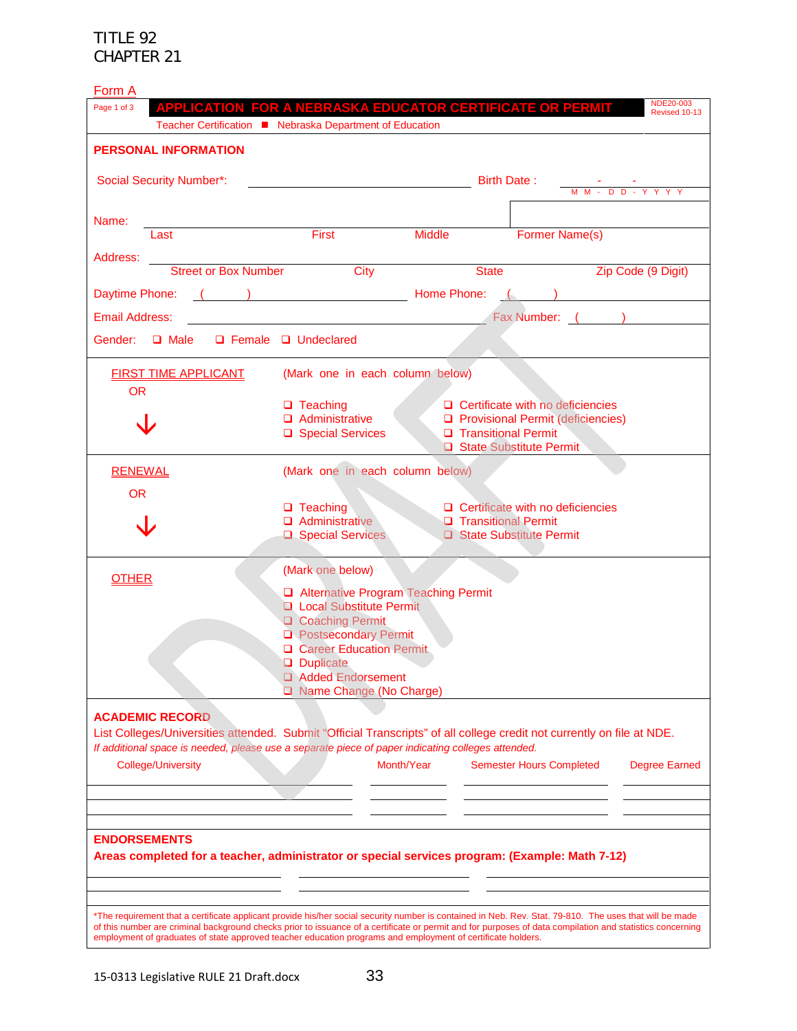TITLE 92
CHAPTER 21

Form A

Page 1 of 3

## APPLICATION FOR A NEBRASKA EDUCATOR CERTIFICATE OR PERMIT

NDE20-003
Revised 10-13

Teacher Certification ■ Nebraska Department of Education

### PERSONAL INFORMATION

Social Security Number*: ____________________ Birth Date : __ - __ - ____ (M M - D D - Y Y Y Y)

Name: ____________________
Last | First | Middle | Former Name(s)

Address: ____________________
Street or Box Number | City | State | Zip Code (9 Digit)

Daytime Phone: ( ) ____________ Home Phone: ( ) ____________

Email Address: ____________________ Fax Number: ( ) ____________

Gender: ❑ Male ❑ Female ❑ Undeclared

### FIRST TIME APPLICANT

OR

↓

(Mark one in each column below)

- ❑ Teaching
- ❑ Administrative
- ❑ Special Services

- ❑ Certificate with no deficiencies
- ❑ Provisional Permit (deficiencies)
- ❑ Transitional Permit
- ❑ State Substitute Permit

### RENEWAL

OR

↓

(Mark one in each column below)

- ❑ Teaching
- ❑ Administrative
- ❑ Special Services

- ❑ Certificate with no deficiencies
- ❑ Transitional Permit
- ❑ State Substitute Permit

### OTHER

(Mark one below)

- ❑ Alternative Program Teaching Permit
- ❑ Local Substitute Permit
- ❑ Coaching Permit
- ❑ Postsecondary Permit
- ❑ Career Education Permit
- ❑ Duplicate
- ❑ Added Endorsement
- ❑ Name Change (No Charge)

### ACADEMIC RECORD

List Colleges/Universities attended. Submit "Official Transcripts" of all college credit not currently on file at NDE.

*If additional space is needed, please use a separate piece of paper indicating colleges attended.*

| College/University | Month/Year | Semester Hours Completed | Degree Earned |
|---|---|---|---|
| | | | |
| | | | |
| | | | |

### ENDORSEMENTS

**Areas completed for a teacher, administrator or special services program: (Example: Math 7-12)**

| | | |
|---|---|---|
| | | |
| | | |

*The requirement that a certificate applicant provide his/her social security number is contained in Neb. Rev. Stat. 79-810. The uses that will be made of this number are criminal background checks prior to issuance of a certificate or permit and for purposes of data compilation and statistics concerning employment of graduates of state approved teacher education programs and employment of certificate holders.

15-0313 Legislative RULE 21 Draft.docx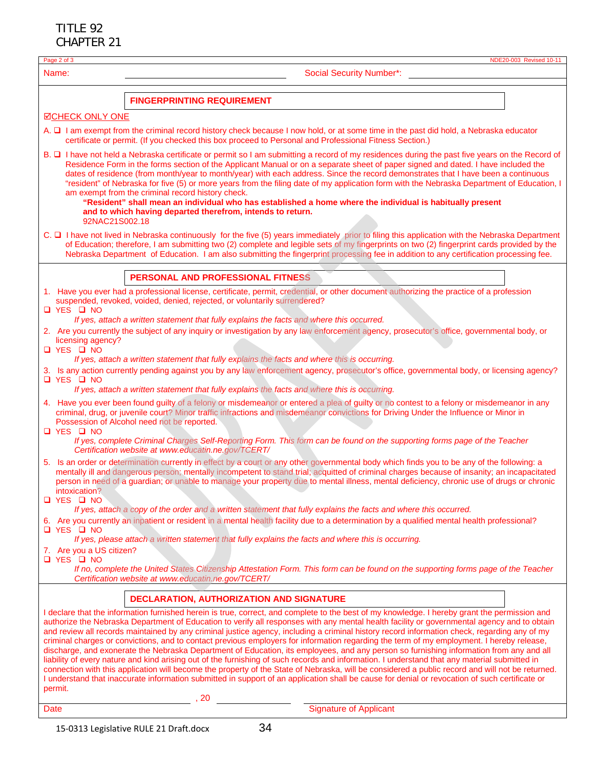TITLE 92
CHAPTER 21

NDE20-003 Revised 10-11

Name: ______________________ Social Security Number*: ______________________

## FINGERPRINTING REQUIREMENT

☑CHECK ONLY ONE

A. ❑ I am exempt from the criminal record history check because I now hold, or at some time in the past did hold, a Nebraska educator certificate or permit. (If you checked this box proceed to Personal and Professional Fitness Section.)

B. ❑ I have not held a Nebraska certificate or permit so I am submitting a record of my residences during the past five years on the Record of Residence Form in the forms section of the Applicant Manual or on a separate sheet of paper signed and dated. I have included the dates of residence (from month/year to month/year) with each address. Since the record demonstrates that I have been a continuous "resident" of Nebraska for five (5) or more years from the filing date of my application form with the Nebraska Department of Education, I am exempt from the criminal record history check.

**"Resident" shall mean an individual who has established a home where the individual is habitually present and to which having departed therefrom, intends to return.**
92NAC21S002.18

C. ❑ I have not lived in Nebraska continuously for the five (5) years immediately prior to filing this application with the Nebraska Department of Education; therefore, I am submitting two (2) complete and legible sets of my fingerprints on two (2) fingerprint cards provided by the Nebraska Department of Education. I am also submitting the fingerprint processing fee in addition to any certification processing fee.

## PERSONAL AND PROFESSIONAL FITNESS

1. Have you ever had a professional license, certificate, permit, credential, or other document authorizing the practice of a profession suspended, revoked, voided, denied, rejected, or voluntarily surrendered?
❑ YES ❑ NO
*If yes, attach a written statement that fully explains the facts and where this occurred.*

2. Are you currently the subject of any inquiry or investigation by any law enforcement agency, prosecutor's office, governmental body, or licensing agency?
❑ YES ❑ NO
*If yes, attach a written statement that fully explains the facts and where this is occurring.*

3. Is any action currently pending against you by any law enforcement agency, prosecutor's office, governmental body, or licensing agency?
❑ YES ❑ NO
*If yes, attach a written statement that fully explains the facts and where this is occurring.*

4. Have you ever been found guilty of a felony or misdemeanor or entered a plea of guilty or no contest to a felony or misdemeanor in any criminal, drug, or juvenile court? Minor traffic infractions and misdemeanor convictions for Driving Under the Influence or Minor in Possession of Alcohol need not be reported.
❑ YES ❑ NO
*If yes, complete Criminal Charges Self-Reporting Form. This form can be found on the supporting forms page of the Teacher Certification website at www.educatin.ne.gov/TCERT/*

5. Is an order or determination currently in effect by a court or any other governmental body which finds you to be any of the following: a mentally ill and dangerous person; mentally incompetent to stand trial; acquitted of criminal charges because of insanity; an incapacitated person in need of a guardian; or unable to manage your property due to mental illness, mental deficiency, chronic use of drugs or chronic intoxication?
❑ YES ❑ NO
*If yes, attach a copy of the order and a written statement that fully explains the facts and where this occurred.*

6. Are you currently an inpatient or resident in a mental health facility due to a determination by a qualified mental health professional?
❑ YES ❑ NO
*If yes, please attach a written statement that fully explains the facts and where this is occurring.*

7. Are you a US citizen?
❑ YES ❑ NO
*If no, complete the United States Citizenship Attestation Form. This form can be found on the supporting forms page of the Teacher Certification website at www.educatin.ne.gov/TCERT/*

## DECLARATION, AUTHORIZATION AND SIGNATURE

I declare that the information furnished herein is true, correct, and complete to the best of my knowledge. I hereby grant the permission and authorize the Nebraska Department of Education to verify all responses with any mental health facility or governmental agency and to obtain and review all records maintained by any criminal justice agency, including a criminal history record information check, regarding any of my criminal charges or convictions, and to contact previous employers for information regarding the term of my employment. I hereby release, discharge, and exonerate the Nebraska Department of Education, its employees, and any person so furnishing information from any and all liability of every nature and kind arising out of the furnishing of such records and information. I understand that any material submitted in connection with this application will become the property of the State of Nebraska, will be considered a public record and will not be returned. I understand that inaccurate information submitted in support of an application shall be cause for denial or revocation of such certificate or permit.

______________________, 20 ________ ______________________
Date Signature of Applicant

15-0313 Legislative RULE 21 Draft.docx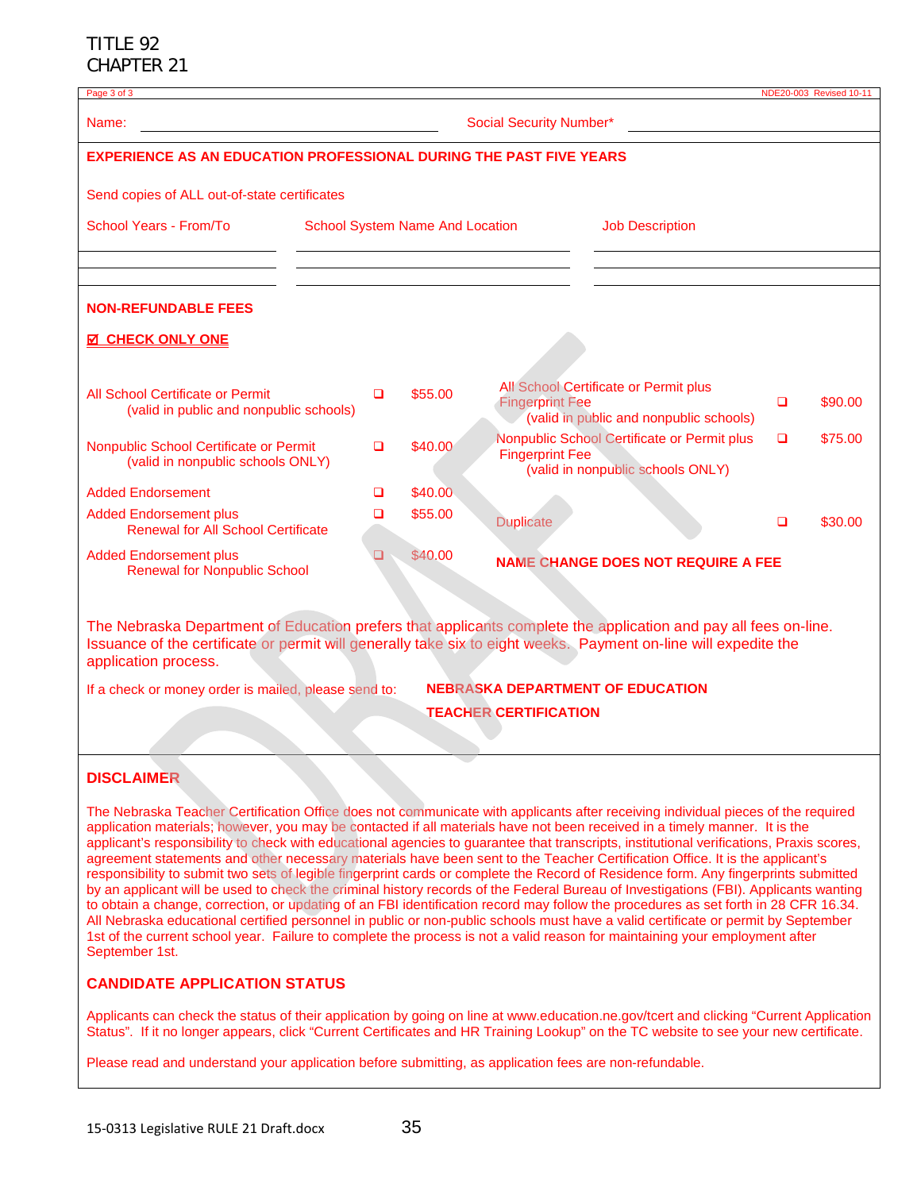TITLE 92
CHAPTER 21

Name: ______________________ Social Security Number* ______________________

**EXPERIENCE AS AN EDUCATION PROFESSIONAL DURING THE PAST FIVE YEARS**

Send copies of ALL out-of-state certificates

| School Years - From/To | School System Name And Location | Job Description |
|---|---|---|
| | | |
| | | |

**NON-REFUNDABLE FEES**

**☑ CHECK ONLY ONE**

| | | | | | |
|---|---|---|---|---|---|
| All School Certificate or Permit (valid in public and nonpublic schools) | ❑ | $55.00 | All School Certificate or Permit plus Fingerprint Fee (valid in public and nonpublic schools) | ❑ | $90.00 |
| Nonpublic School Certificate or Permit (valid in nonpublic schools ONLY) | ❑ | $40.00 | Nonpublic School Certificate or Permit plus Fingerprint Fee (valid in nonpublic schools ONLY) | ❑ | $75.00 |
| Added Endorsement | ❑ | $40.00 | | | |
| Added Endorsement plus Renewal for All School Certificate | ❑ | $55.00 | Duplicate | ❑ | $30.00 |
| Added Endorsement plus Renewal for Nonpublic School | ❑ | $40.00 | **NAME CHANGE DOES NOT REQUIRE A FEE** | | |

The Nebraska Department of Education prefers that applicants complete the application and pay all fees on-line. Issuance of the certificate or permit will generally take six to eight weeks. Payment on-line will expedite the application process.

If a check or money order is mailed, please send to: **NEBRASKA DEPARTMENT OF EDUCATION**
**TEACHER CERTIFICATION**

**DISCLAIMER**

The Nebraska Teacher Certification Office does not communicate with applicants after receiving individual pieces of the required application materials; however, you may be contacted if all materials have not been received in a timely manner. It is the applicant's responsibility to check with educational agencies to guarantee that transcripts, institutional verifications, Praxis scores, agreement statements and other necessary materials have been sent to the Teacher Certification Office. It is the applicant's responsibility to submit two sets of legible fingerprint cards or complete the Record of Residence form. Any fingerprints submitted by an applicant will be used to check the criminal history records of the Federal Bureau of Investigations (FBI). Applicants wanting to obtain a change, correction, or updating of an FBI identification record may follow the procedures as set forth in 28 CFR 16.34. All Nebraska educational certified personnel in public or non-public schools must have a valid certificate or permit by September 1st of the current school year. Failure to complete the process is not a valid reason for maintaining your employment after September 1st.

**CANDIDATE APPLICATION STATUS**

Applicants can check the status of their application by going on line at www.education.ne.gov/tcert and clicking "Current Application Status". If it no longer appears, click "Current Certificates and HR Training Lookup" on the TC website to see your new certificate.

Please read and understand your application before submitting, as application fees are non-refundable.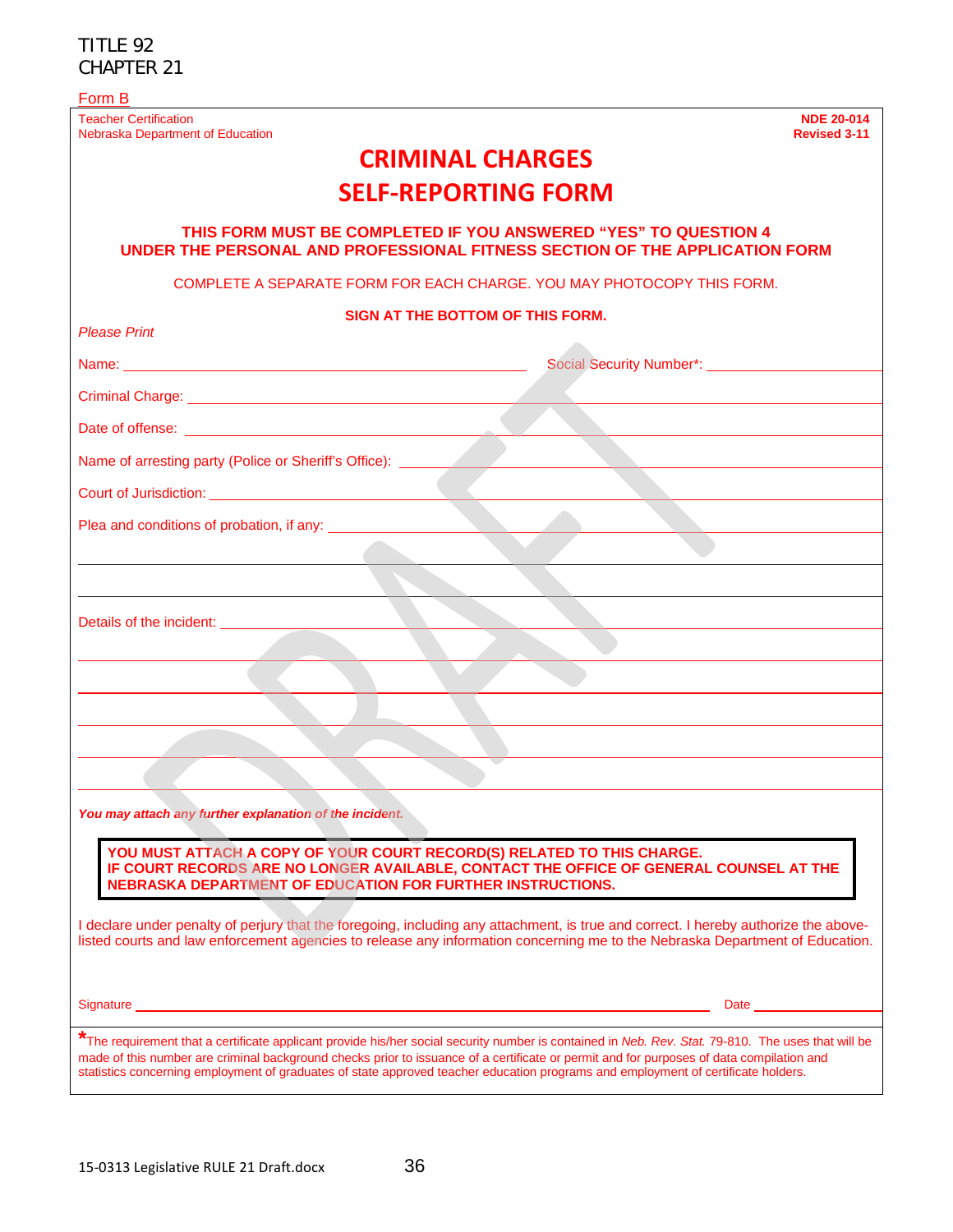TITLE 92
CHAPTER 21

Form B

Teacher Certification
Nebraska Department of Education

**NDE 20-014**
**Revised 3-11**

# CRIMINAL CHARGES SELF-REPORTING FORM

**THIS FORM MUST BE COMPLETED IF YOU ANSWERED "YES" TO QUESTION 4 UNDER THE PERSONAL AND PROFESSIONAL FITNESS SECTION OF THE APPLICATION FORM**

COMPLETE A SEPARATE FORM FOR EACH CHARGE. YOU MAY PHOTOCOPY THIS FORM.

**SIGN AT THE BOTTOM OF THIS FORM.**

*Please Print*

Name: ______________________________ Social Security Number*: ______________

Criminal Charge: ______________________________

Date of offense: ______________________________

Name of arresting party (Police or Sheriff's Office): ______________________________

Court of Jurisdiction: ______________________________

Plea and conditions of probation, if any: ______________________________

______________________________

______________________________

Details of the incident: ______________________________

______________________________

______________________________

______________________________

______________________________

______________________________

***You may attach any further explanation of the incident.***

**YOU MUST ATTACH A COPY OF YOUR COURT RECORD(S) RELATED TO THIS CHARGE.**
**IF COURT RECORDS ARE NO LONGER AVAILABLE, CONTACT THE OFFICE OF GENERAL COUNSEL AT THE NEBRASKA DEPARTMENT OF EDUCATION FOR FURTHER INSTRUCTIONS.**

I declare under penalty of perjury that the foregoing, including any attachment, is true and correct. I hereby authorize the above-listed courts and law enforcement agencies to release any information concerning me to the Nebraska Department of Education.

Signature ______________________________ Date ______________

*The requirement that a certificate applicant provide his/her social security number is contained in *Neb. Rev. Stat.* 79-810. The uses that will be made of this number are criminal background checks prior to issuance of a certificate or permit and for purposes of data compilation and statistics concerning employment of graduates of state approved teacher education programs and employment of certificate holders.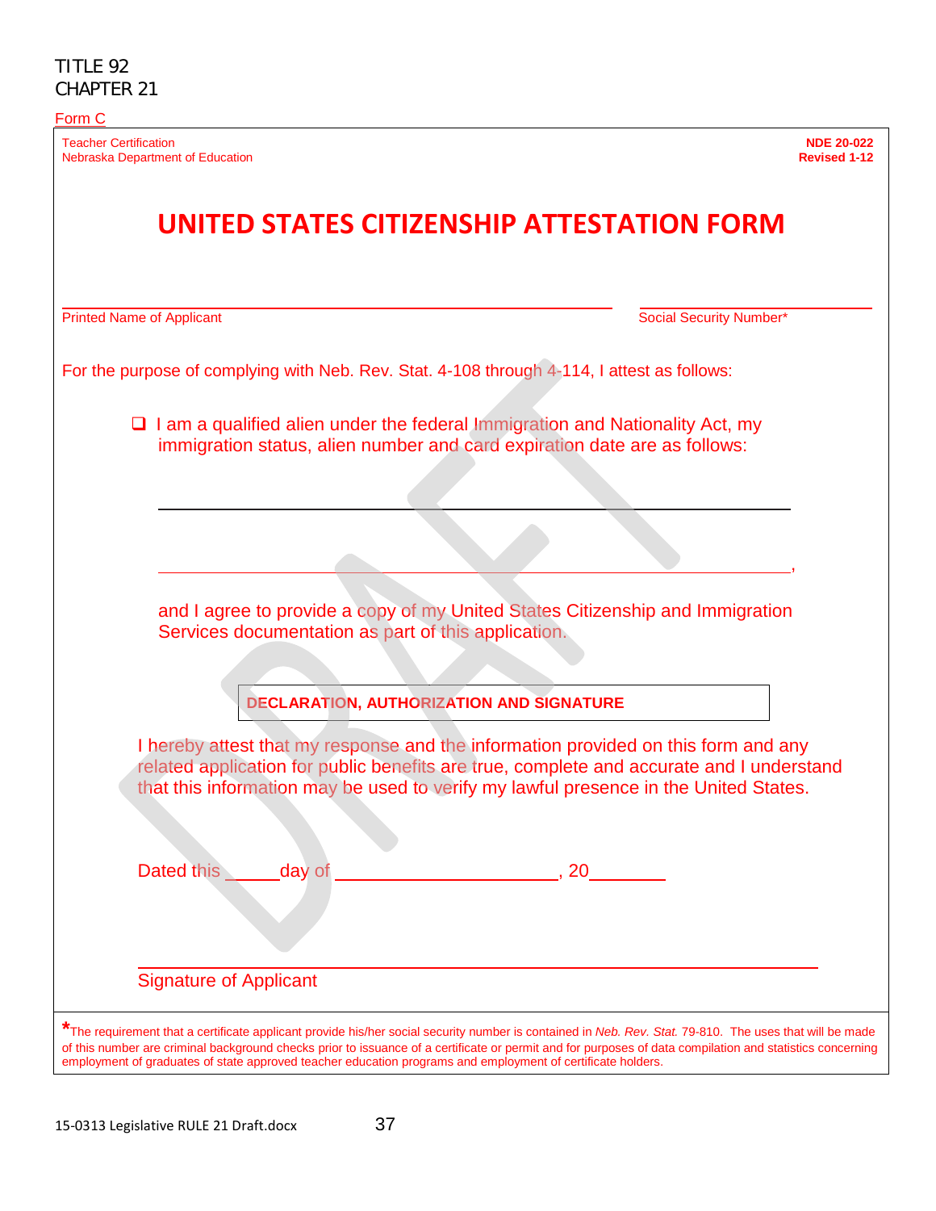TITLE 92
CHAPTER 21

Form C

Teacher Certification
Nebraska Department of Education

**NDE 20-022**
**Revised 1-12**

# UNITED STATES CITIZENSHIP ATTESTATION FORM

\_\_\_\_\_\_\_\_\_\_\_\_\_\_\_\_\_\_\_\_\_\_\_\_\_\_\_\_\_\_\_\_\_\_\_\_\_\_\_\_ \_\_\_\_\_\_\_\_\_\_\_\_\_\_\_\_\_\_\_\_
Printed Name of Applicant Social Security Number*

For the purpose of complying with Neb. Rev. Stat. 4-108 through 4-114, I attest as follows:

- ☐ I am a qualified alien under the federal Immigration and Nationality Act, my immigration status, alien number and card expiration date are as follows:

  \_\_\_\_\_\_\_\_\_\_\_\_\_\_\_\_\_\_\_\_\_\_\_\_\_\_\_\_\_\_\_\_\_\_\_\_\_\_\_\_\_\_\_\_\_\_\_\_

  \_\_\_\_\_\_\_\_\_\_\_\_\_\_\_\_\_\_\_\_\_\_\_\_\_\_\_\_\_\_\_\_\_\_\_\_\_\_\_\_\_\_\_\_\_\_\_\_,

  and I agree to provide a copy of my United States Citizenship and Immigration Services documentation as part of this application.

**DECLARATION, AUTHORIZATION AND SIGNATURE**

I hereby attest that my response and the information provided on this form and any related application for public benefits are true, complete and accurate and I understand that this information may be used to verify my lawful presence in the United States.

Dated this \_\_\_\_\_day of \_\_\_\_\_\_\_\_\_\_\_\_\_\_\_\_\_\_\_\_\_\_, 20\_\_\_\_\_\_\_

\_\_\_\_\_\_\_\_\_\_\_\_\_\_\_\_\_\_\_\_\_\_\_\_\_\_\_\_\_\_\_\_\_\_\_\_\_\_\_\_\_\_\_\_\_\_\_\_
Signature of Applicant

*The requirement that a certificate applicant provide his/her social security number is contained in *Neb. Rev. Stat.* 79-810. The uses that will be made of this number are criminal background checks prior to issuance of a certificate or permit and for purposes of data compilation and statistics concerning employment of graduates of state approved teacher education programs and employment of certificate holders.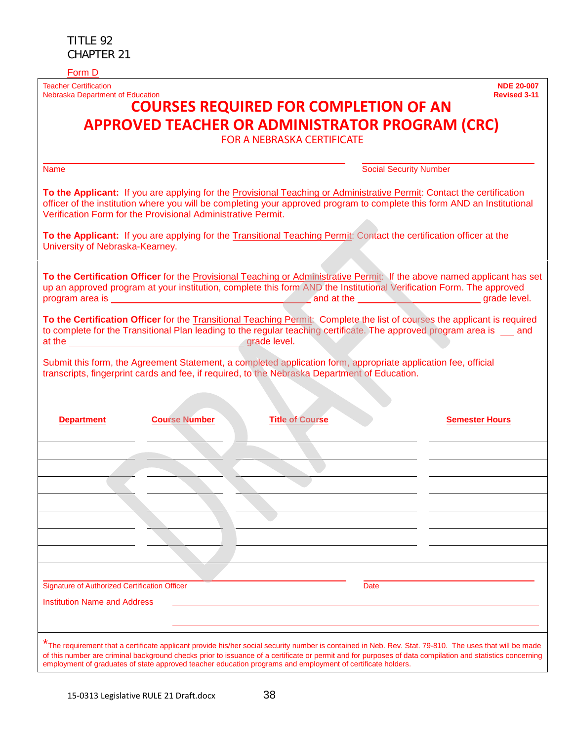TITLE 92
CHAPTER 21

Form D

Teacher Certification
Nebraska Department of Education

**NDE 20-007**
**Revised 3-11**

# COURSES REQUIRED FOR COMPLETION OF AN APPROVED TEACHER OR ADMINISTRATOR PROGRAM (CRC)

FOR A NEBRASKA CERTIFICATE

Name ______________________________ Social Security Number ______________________________

**To the Applicant:** If you are applying for the Provisional Teaching or Administrative Permit: Contact the certification officer of the institution where you will be completing your approved program to complete this form AND an Institutional Verification Form for the Provisional Administrative Permit.

**To the Applicant:** If you are applying for the Transitional Teaching Permit: Contact the certification officer at the University of Nebraska-Kearney.

**To the Certification Officer** for the Provisional Teaching or Administrative Permit: If the above named applicant has set up an approved program at your institution, complete this form AND the Institutional Verification Form. The approved program area is ______________________________ and at the ______________________ grade level.

**To the Certification Officer** for the Transitional Teaching Permit: Complete the list of courses the applicant is required to complete for the Transitional Plan leading to the regular teaching certificate. The approved program area is ___ and at the ______________________________ grade level.

Submit this form, the Agreement Statement, a completed application form, appropriate application fee, official transcripts, fingerprint cards and fee, if required, to the Nebraska Department of Education.

| Department | Course Number | Title of Course | Semester Hours |
|---|---|---|---|
| | | | |
| | | | |
| | | | |
| | | | |
| | | | |
| | | | |
| | | | |

Signature of Authorized Certification Officer ______________________________ Date ______________________________

Institution Name and Address ______________________________

*The requirement that a certificate applicant provide his/her social security number is contained in Neb. Rev. Stat. 79-810. The uses that will be made of this number are criminal background checks prior to issuance of a certificate or permit and for purposes of data compilation and statistics concerning employment of graduates of state approved teacher education programs and employment of certificate holders.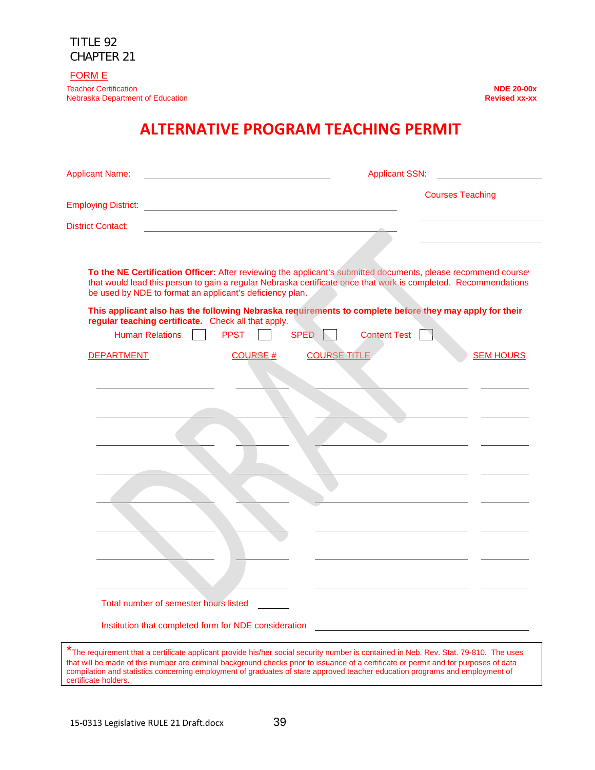TITLE 92
CHAPTER 21

FORM E

Teacher Certification
Nebraska Department of Education

**NDE 20-00x**
**Revised xx-xx**

# ALTERNATIVE PROGRAM TEACHING PERMIT

Applicant Name: ______________________ Applicant SSN: ______________

Employing District: ______________________________ Courses Teaching ______________ ______________

District Contact: ______________________________

**To the NE Certification Officer:** After reviewing the applicant's submitted documents, please recommend course that would lead this person to gain a regular Nebraska certificate once that work is completed. Recommendations be used by NDE to format an applicant's deficiency plan.

**This applicant also has the following Nebraska requirements to complete before they may apply for their regular teaching certificate.** Check all that apply.

Human Relations ☐ PPST ☐ SPED ☐ Content Test ☐

| DEPARTMENT | COURSE # | COURSE TITLE | SEM HOURS |
|---|---|---|---|
| | | | |
| | | | |
| | | | |
| | | | |
| | | | |
| | | | |
| | | | |
| | | | |

Total number of semester hours listed ______

Institution that completed form for NDE consideration ______________________________

*The requirement that a certificate applicant provide his/her social security number is contained in Neb. Rev. Stat. 79-810. The uses that will be made of this number are criminal background checks prior to issuance of a certificate or permit and for purposes of data compilation and statistics concerning employment of graduates of state approved teacher education programs and employment of certificate holders.